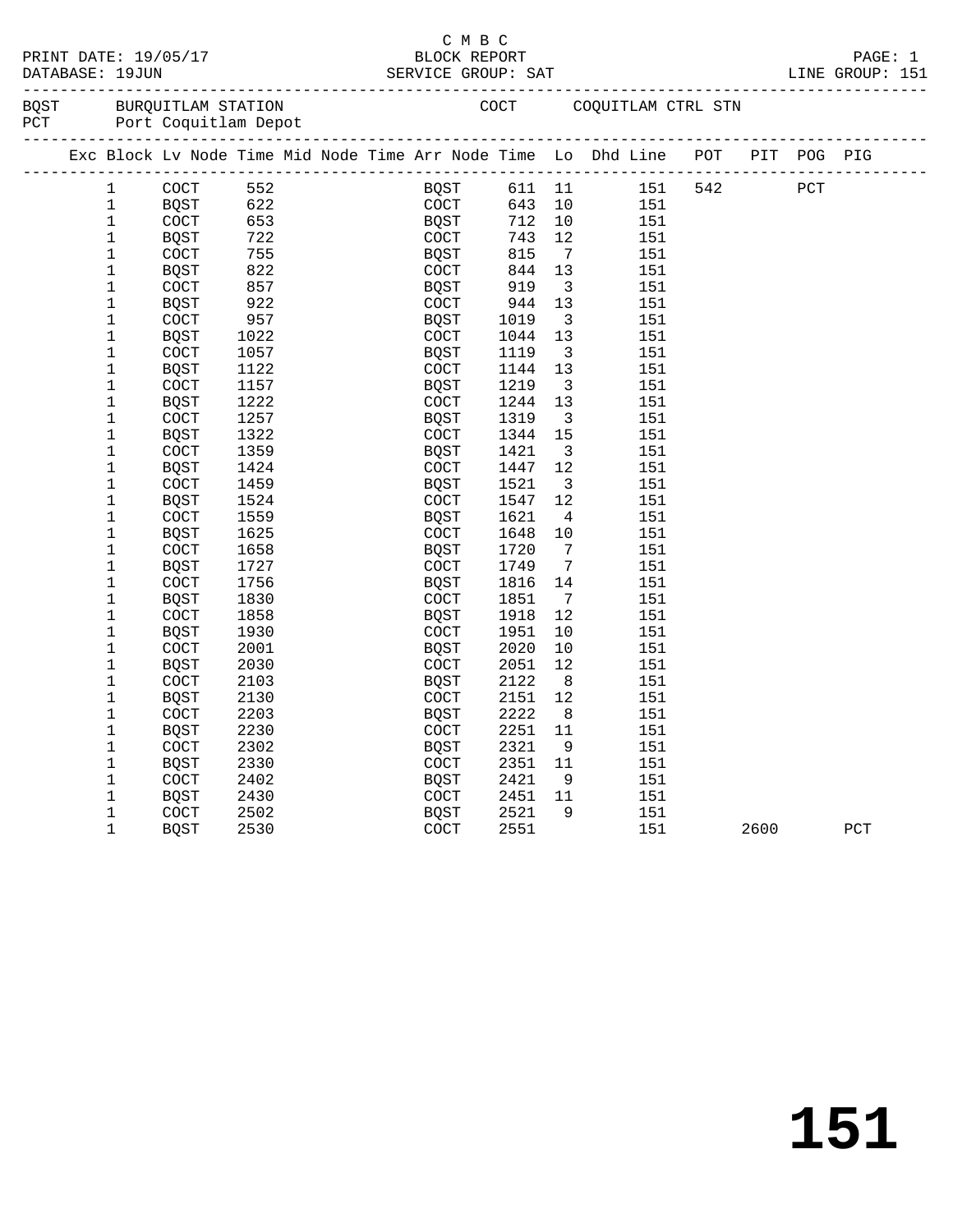C M B C

PRINT DATE: 19/05/17 BLOCK REPORT PAGE: 1
DATABASE: 19JUN SERVICE GROUP: SAT LINE GROUP: 151

BQST BURQUITLAM STATION COCT COQUITLAM CTRL STN
PCT Port Coquitlam Depot

| Exc | Block | Lv Node | Time | Mid Node | Time | Arr Node | Time | Lo | Dhd Line | POT | PIT | POG | PIG |
|---|---|---|---|---|---|---|---|---|---|---|---|---|---|
| | 1 | COCT | 552 | | | BQST | 611 | 11 | 151 | 542 | | PCT | |
| | 1 | BQST | 622 | | | COCT | 643 | 10 | 151 | | | | |
| | 1 | COCT | 653 | | | BQST | 712 | 10 | 151 | | | | |
| | 1 | BQST | 722 | | | COCT | 743 | 12 | 151 | | | | |
| | 1 | COCT | 755 | | | BQST | 815 | 7 | 151 | | | | |
| | 1 | BQST | 822 | | | COCT | 844 | 13 | 151 | | | | |
| | 1 | COCT | 857 | | | BQST | 919 | 3 | 151 | | | | |
| | 1 | BQST | 922 | | | COCT | 944 | 13 | 151 | | | | |
| | 1 | COCT | 957 | | | BQST | 1019 | 3 | 151 | | | | |
| | 1 | BQST | 1022 | | | COCT | 1044 | 13 | 151 | | | | |
| | 1 | COCT | 1057 | | | BQST | 1119 | 3 | 151 | | | | |
| | 1 | BQST | 1122 | | | COCT | 1144 | 13 | 151 | | | | |
| | 1 | COCT | 1157 | | | BQST | 1219 | 3 | 151 | | | | |
| | 1 | BQST | 1222 | | | COCT | 1244 | 13 | 151 | | | | |
| | 1 | COCT | 1257 | | | BQST | 1319 | 3 | 151 | | | | |
| | 1 | BQST | 1322 | | | COCT | 1344 | 15 | 151 | | | | |
| | 1 | COCT | 1359 | | | BQST | 1421 | 3 | 151 | | | | |
| | 1 | BQST | 1424 | | | COCT | 1447 | 12 | 151 | | | | |
| | 1 | COCT | 1459 | | | BQST | 1521 | 3 | 151 | | | | |
| | 1 | BQST | 1524 | | | COCT | 1547 | 12 | 151 | | | | |
| | 1 | COCT | 1559 | | | BQST | 1621 | 4 | 151 | | | | |
| | 1 | BQST | 1625 | | | COCT | 1648 | 10 | 151 | | | | |
| | 1 | COCT | 1658 | | | BQST | 1720 | 7 | 151 | | | | |
| | 1 | BQST | 1727 | | | COCT | 1749 | 7 | 151 | | | | |
| | 1 | COCT | 1756 | | | BQST | 1816 | 14 | 151 | | | | |
| | 1 | BQST | 1830 | | | COCT | 1851 | 7 | 151 | | | | |
| | 1 | COCT | 1858 | | | BQST | 1918 | 12 | 151 | | | | |
| | 1 | BQST | 1930 | | | COCT | 1951 | 10 | 151 | | | | |
| | 1 | COCT | 2001 | | | BQST | 2020 | 10 | 151 | | | | |
| | 1 | BQST | 2030 | | | COCT | 2051 | 12 | 151 | | | | |
| | 1 | COCT | 2103 | | | BQST | 2122 | 8 | 151 | | | | |
| | 1 | BQST | 2130 | | | COCT | 2151 | 12 | 151 | | | | |
| | 1 | COCT | 2203 | | | BQST | 2222 | 8 | 151 | | | | |
| | 1 | BQST | 2230 | | | COCT | 2251 | 11 | 151 | | | | |
| | 1 | COCT | 2302 | | | BQST | 2321 | 9 | 151 | | | | |
| | 1 | BQST | 2330 | | | COCT | 2351 | 11 | 151 | | | | |
| | 1 | COCT | 2402 | | | BQST | 2421 | 9 | 151 | | | | |
| | 1 | BQST | 2430 | | | COCT | 2451 | 11 | 151 | | | | |
| | 1 | COCT | 2502 | | | BQST | 2521 | 9 | 151 | | | | |
| | 1 | BQST | 2530 | | | COCT | 2551 | | 151 | | 2600 | | PCT |

# 151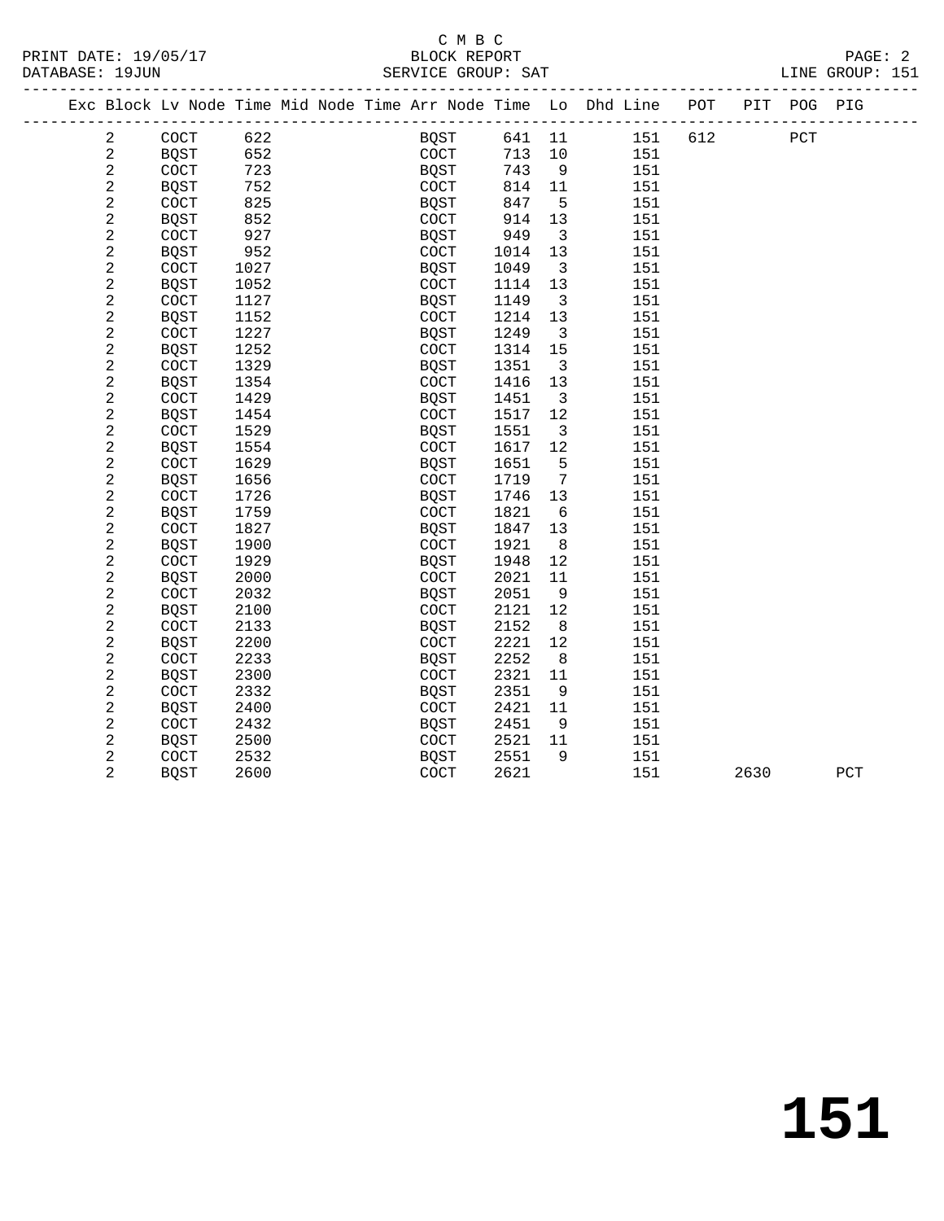C M B C

PRINT DATE: 19/05/17 BLOCK REPORT

DATABASE: 19JUN SERVICE GROUP: SAT LINE GROUP: 151

| Exc | Block | Lv | Node | Time | Mid Node | Time | Arr Node | Time | Lo | Dhd Line | POT | PIT | POG | PIG |
|---|---|---|---|---|---|---|---|---|---|---|---|---|---|---|
| | 2 | | COCT | 622 | | | BQST | 641 | 11 | 151 | 612 | | PCT | |
| | 2 | | BQST | 652 | | | COCT | 713 | 10 | 151 | | | | |
| | 2 | | COCT | 723 | | | BQST | 743 | 9 | 151 | | | | |
| | 2 | | BQST | 752 | | | COCT | 814 | 11 | 151 | | | | |
| | 2 | | COCT | 825 | | | BQST | 847 | 5 | 151 | | | | |
| | 2 | | BQST | 852 | | | COCT | 914 | 13 | 151 | | | | |
| | 2 | | COCT | 927 | | | BQST | 949 | 3 | 151 | | | | |
| | 2 | | BQST | 952 | | | COCT | 1014 | 13 | 151 | | | | |
| | 2 | | COCT | 1027 | | | BQST | 1049 | 3 | 151 | | | | |
| | 2 | | BQST | 1052 | | | COCT | 1114 | 13 | 151 | | | | |
| | 2 | | COCT | 1127 | | | BQST | 1149 | 3 | 151 | | | | |
| | 2 | | BQST | 1152 | | | COCT | 1214 | 13 | 151 | | | | |
| | 2 | | COCT | 1227 | | | BQST | 1249 | 3 | 151 | | | | |
| | 2 | | BQST | 1252 | | | COCT | 1314 | 15 | 151 | | | | |
| | 2 | | COCT | 1329 | | | BQST | 1351 | 3 | 151 | | | | |
| | 2 | | BQST | 1354 | | | COCT | 1416 | 13 | 151 | | | | |
| | 2 | | COCT | 1429 | | | BQST | 1451 | 3 | 151 | | | | |
| | 2 | | BQST | 1454 | | | COCT | 1517 | 12 | 151 | | | | |
| | 2 | | COCT | 1529 | | | BQST | 1551 | 3 | 151 | | | | |
| | 2 | | BQST | 1554 | | | COCT | 1617 | 12 | 151 | | | | |
| | 2 | | COCT | 1629 | | | BQST | 1651 | 5 | 151 | | | | |
| | 2 | | BQST | 1656 | | | COCT | 1719 | 7 | 151 | | | | |
| | 2 | | COCT | 1726 | | | BQST | 1746 | 13 | 151 | | | | |
| | 2 | | BQST | 1759 | | | COCT | 1821 | 6 | 151 | | | | |
| | 2 | | COCT | 1827 | | | BQST | 1847 | 13 | 151 | | | | |
| | 2 | | BQST | 1900 | | | COCT | 1921 | 8 | 151 | | | | |
| | 2 | | COCT | 1929 | | | BQST | 1948 | 12 | 151 | | | | |
| | 2 | | BQST | 2000 | | | COCT | 2021 | 11 | 151 | | | | |
| | 2 | | COCT | 2032 | | | BQST | 2051 | 9 | 151 | | | | |
| | 2 | | BQST | 2100 | | | COCT | 2121 | 12 | 151 | | | | |
| | 2 | | COCT | 2133 | | | BQST | 2152 | 8 | 151 | | | | |
| | 2 | | BQST | 2200 | | | COCT | 2221 | 12 | 151 | | | | |
| | 2 | | COCT | 2233 | | | BQST | 2252 | 8 | 151 | | | | |
| | 2 | | BQST | 2300 | | | COCT | 2321 | 11 | 151 | | | | |
| | 2 | | COCT | 2332 | | | BQST | 2351 | 9 | 151 | | | | |
| | 2 | | BQST | 2400 | | | COCT | 2421 | 11 | 151 | | | | |
| | 2 | | COCT | 2432 | | | BQST | 2451 | 9 | 151 | | | | |
| | 2 | | BQST | 2500 | | | COCT | 2521 | 11 | 151 | | | | |
| | 2 | | COCT | 2532 | | | BQST | 2551 | 9 | 151 | | | | |
| | 2 | | BQST | 2600 | | | COCT | 2621 | | 151 | | 2630 | | PCT |

# 151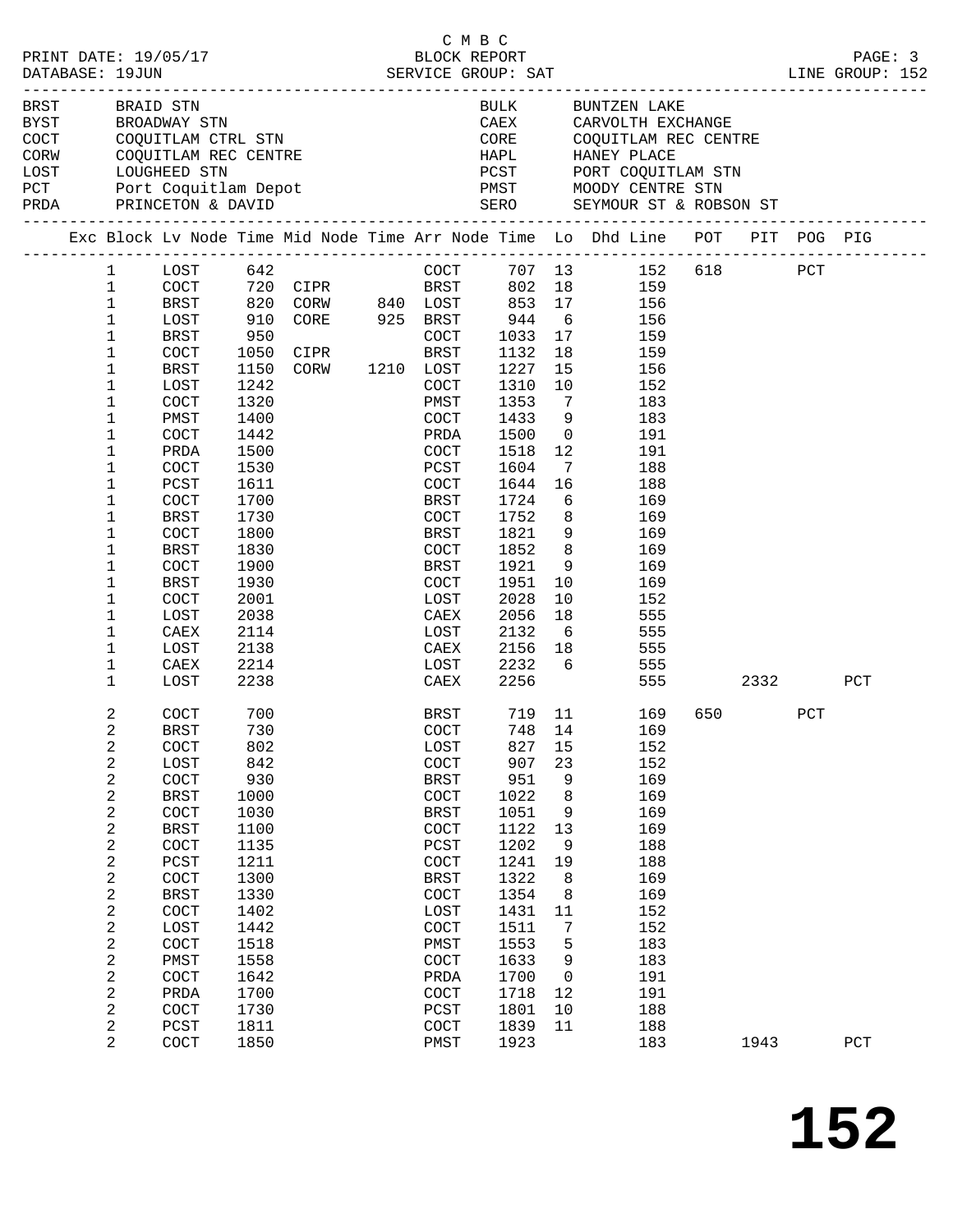C M B C

PRINT DATE: 19/05/17 BLOCK REPORT

DATABASE: 19JUN SERVICE GROUP: SAT LINE GROUP: 152

| Code | Name | Code | Name |
|---|---|---|---|
| BRST | BRAID STN | BULK | BUNTZEN LAKE |
| BYST | BROADWAY STN | CAEX | CARVOLTH EXCHANGE |
| COCT | COQUITLAM CTRL STN | CORE | COQUITLAM REC CENTRE |
| CORW | COQUITLAM REC CENTRE | HAPL | HANEY PLACE |
| LOST | LOUGHEED STN | PCST | PORT COQUITLAM STN |
| PCT | Port Coquitlam Depot | PMST | MOODY CENTRE STN |
| PRDA | PRINCETON & DAVID | SERO | SEYMOUR ST & ROBSON ST |

| Exc | Block | Lv Node | Time | Mid Node | Time | Arr Node | Time | Lo | Dhd Line | POT | PIT | POG | PIG |
|---|---|---|---|---|---|---|---|---|---|---|---|---|---|
| | 1 | LOST | 642 | | | COCT | 707 | 13 | 152 | 618 | | PCT | |
| | 1 | COCT | 720 | CIPR | | BRST | 802 | 18 | 159 | | | | |
| | 1 | BRST | 820 | CORW | 840 | LOST | 853 | 17 | 156 | | | | |
| | 1 | LOST | 910 | CORE | 925 | BRST | 944 | 6 | 156 | | | | |
| | 1 | BRST | 950 | | | COCT | 1033 | 17 | 159 | | | | |
| | 1 | COCT | 1050 | CIPR | | BRST | 1132 | 18 | 159 | | | | |
| | 1 | BRST | 1150 | CORW | 1210 | LOST | 1227 | 15 | 156 | | | | |
| | 1 | LOST | 1242 | | | COCT | 1310 | 10 | 152 | | | | |
| | 1 | COCT | 1320 | | | PMST | 1353 | 7 | 183 | | | | |
| | 1 | PMST | 1400 | | | COCT | 1433 | 9 | 183 | | | | |
| | 1 | COCT | 1442 | | | PRDA | 1500 | 0 | 191 | | | | |
| | 1 | PRDA | 1500 | | | COCT | 1518 | 12 | 191 | | | | |
| | 1 | COCT | 1530 | | | PCST | 1604 | 7 | 188 | | | | |
| | 1 | PCST | 1611 | | | COCT | 1644 | 16 | 188 | | | | |
| | 1 | COCT | 1700 | | | BRST | 1724 | 6 | 169 | | | | |
| | 1 | BRST | 1730 | | | COCT | 1752 | 8 | 169 | | | | |
| | 1 | COCT | 1800 | | | BRST | 1821 | 9 | 169 | | | | |
| | 1 | BRST | 1830 | | | COCT | 1852 | 8 | 169 | | | | |
| | 1 | COCT | 1900 | | | BRST | 1921 | 9 | 169 | | | | |
| | 1 | BRST | 1930 | | | COCT | 1951 | 10 | 169 | | | | |
| | 1 | COCT | 2001 | | | LOST | 2028 | 10 | 152 | | | | |
| | 1 | LOST | 2038 | | | CAEX | 2056 | 18 | 555 | | | | |
| | 1 | CAEX | 2114 | | | LOST | 2132 | 6 | 555 | | | | |
| | 1 | LOST | 2138 | | | CAEX | 2156 | 18 | 555 | | | | |
| | 1 | CAEX | 2214 | | | LOST | 2232 | 6 | 555 | | | | |
| | 1 | LOST | 2238 | | | CAEX | 2256 | | 555 | | 2332 | | PCT |
| | 2 | COCT | 700 | | | BRST | 719 | 11 | 169 | 650 | | PCT | |
| | 2 | BRST | 730 | | | COCT | 748 | 14 | 169 | | | | |
| | 2 | COCT | 802 | | | LOST | 827 | 15 | 152 | | | | |
| | 2 | LOST | 842 | | | COCT | 907 | 23 | 152 | | | | |
| | 2 | COCT | 930 | | | BRST | 951 | 9 | 169 | | | | |
| | 2 | BRST | 1000 | | | COCT | 1022 | 8 | 169 | | | | |
| | 2 | COCT | 1030 | | | BRST | 1051 | 9 | 169 | | | | |
| | 2 | BRST | 1100 | | | COCT | 1122 | 13 | 169 | | | | |
| | 2 | COCT | 1135 | | | PCST | 1202 | 9 | 188 | | | | |
| | 2 | PCST | 1211 | | | COCT | 1241 | 19 | 188 | | | | |
| | 2 | COCT | 1300 | | | BRST | 1322 | 8 | 169 | | | | |
| | 2 | BRST | 1330 | | | COCT | 1354 | 8 | 169 | | | | |
| | 2 | COCT | 1402 | | | LOST | 1431 | 11 | 152 | | | | |
| | 2 | LOST | 1442 | | | COCT | 1511 | 7 | 152 | | | | |
| | 2 | COCT | 1518 | | | PMST | 1553 | 5 | 183 | | | | |
| | 2 | PMST | 1558 | | | COCT | 1633 | 9 | 183 | | | | |
| | 2 | COCT | 1642 | | | PRDA | 1700 | 0 | 191 | | | | |
| | 2 | PRDA | 1700 | | | COCT | 1718 | 12 | 191 | | | | |
| | 2 | COCT | 1730 | | | PCST | 1801 | 10 | 188 | | | | |
| | 2 | PCST | 1811 | | | COCT | 1839 | 11 | 188 | | | | |
| | 2 | COCT | 1850 | | | PMST | 1923 | | 183 | | 1943 | | PCT |

# 152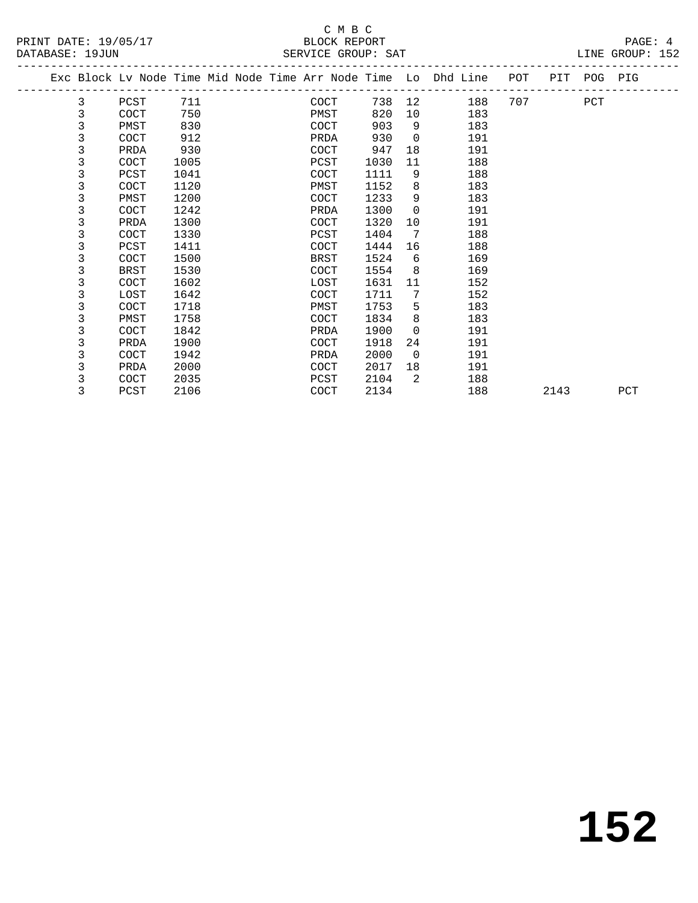C M B C

PRINT DATE: 19/05/17 BLOCK REPORT
DATABASE: 19JUN SERVICE GROUP: SAT LINE GROUP: 152

| Exc | Block | Lv | Node | Time | Mid Node | Time | Arr Node | Time | Lo | Dhd Line | POT | PIT | POG | PIG |
|---|---|---|---|---|---|---|---|---|---|---|---|---|---|---|
| | 3 | | PCST | 711 | | | COCT | 738 | 12 | 188 | 707 | | PCT | |
| | 3 | | COCT | 750 | | | PMST | 820 | 10 | 183 | | | | |
| | 3 | | PMST | 830 | | | COCT | 903 | 9 | 183 | | | | |
| | 3 | | COCT | 912 | | | PRDA | 930 | 0 | 191 | | | | |
| | 3 | | PRDA | 930 | | | COCT | 947 | 18 | 191 | | | | |
| | 3 | | COCT | 1005 | | | PCST | 1030 | 11 | 188 | | | | |
| | 3 | | PCST | 1041 | | | COCT | 1111 | 9 | 188 | | | | |
| | 3 | | COCT | 1120 | | | PMST | 1152 | 8 | 183 | | | | |
| | 3 | | PMST | 1200 | | | COCT | 1233 | 9 | 183 | | | | |
| | 3 | | COCT | 1242 | | | PRDA | 1300 | 0 | 191 | | | | |
| | 3 | | PRDA | 1300 | | | COCT | 1320 | 10 | 191 | | | | |
| | 3 | | COCT | 1330 | | | PCST | 1404 | 7 | 188 | | | | |
| | 3 | | PCST | 1411 | | | COCT | 1444 | 16 | 188 | | | | |
| | 3 | | COCT | 1500 | | | BRST | 1524 | 6 | 169 | | | | |
| | 3 | | BRST | 1530 | | | COCT | 1554 | 8 | 169 | | | | |
| | 3 | | COCT | 1602 | | | LOST | 1631 | 11 | 152 | | | | |
| | 3 | | LOST | 1642 | | | COCT | 1711 | 7 | 152 | | | | |
| | 3 | | COCT | 1718 | | | PMST | 1753 | 5 | 183 | | | | |
| | 3 | | PMST | 1758 | | | COCT | 1834 | 8 | 183 | | | | |
| | 3 | | COCT | 1842 | | | PRDA | 1900 | 0 | 191 | | | | |
| | 3 | | PRDA | 1900 | | | COCT | 1918 | 24 | 191 | | | | |
| | 3 | | COCT | 1942 | | | PRDA | 2000 | 0 | 191 | | | | |
| | 3 | | PRDA | 2000 | | | COCT | 2017 | 18 | 191 | | | | |
| | 3 | | COCT | 2035 | | | PCST | 2104 | 2 | 188 | | | | |
| | 3 | | PCST | 2106 | | | COCT | 2134 | | 188 | | 2143 | | PCT |

# 152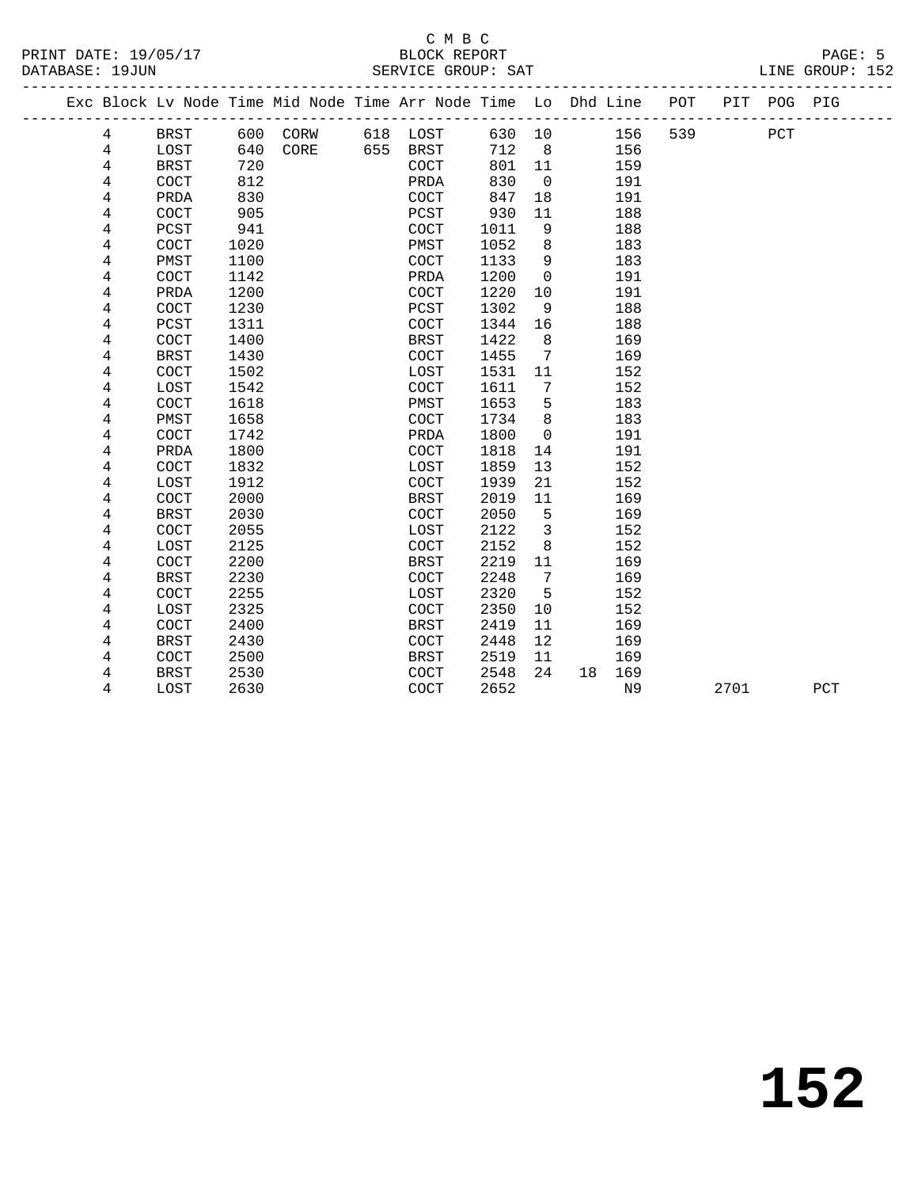C M B C

PRINT DATE: 19/05/17 BLOCK REPORT
DATABASE: 19JUN SERVICE GROUP: SAT LINE GROUP: 152

| Exc | Block | Lv | Node | Time | Mid Node | Time | Arr Node | Time | Lo | Dhd | Line | POT | PIT | POG | PIG |
|---|---|---|---|---|---|---|---|---|---|---|---|---|---|---|---|
| | 4 | | BRST | 600 | CORW | 618 | LOST | 630 | 10 | | 156 | 539 | | PCT | |
| | 4 | | LOST | 640 | CORE | 655 | BRST | 712 | 8 | | 156 | | | | |
| | 4 | | BRST | 720 | | | COCT | 801 | 11 | | 159 | | | | |
| | 4 | | COCT | 812 | | | PRDA | 830 | 0 | | 191 | | | | |
| | 4 | | PRDA | 830 | | | COCT | 847 | 18 | | 191 | | | | |
| | 4 | | COCT | 905 | | | PCST | 930 | 11 | | 188 | | | | |
| | 4 | | PCST | 941 | | | COCT | 1011 | 9 | | 188 | | | | |
| | 4 | | COCT | 1020 | | | PMST | 1052 | 8 | | 183 | | | | |
| | 4 | | PMST | 1100 | | | COCT | 1133 | 9 | | 183 | | | | |
| | 4 | | COCT | 1142 | | | PRDA | 1200 | 0 | | 191 | | | | |
| | 4 | | PRDA | 1200 | | | COCT | 1220 | 10 | | 191 | | | | |
| | 4 | | COCT | 1230 | | | PCST | 1302 | 9 | | 188 | | | | |
| | 4 | | PCST | 1311 | | | COCT | 1344 | 16 | | 188 | | | | |
| | 4 | | COCT | 1400 | | | BRST | 1422 | 8 | | 169 | | | | |
| | 4 | | BRST | 1430 | | | COCT | 1455 | 7 | | 169 | | | | |
| | 4 | | COCT | 1502 | | | LOST | 1531 | 11 | | 152 | | | | |
| | 4 | | LOST | 1542 | | | COCT | 1611 | 7 | | 152 | | | | |
| | 4 | | COCT | 1618 | | | PMST | 1653 | 5 | | 183 | | | | |
| | 4 | | PMST | 1658 | | | COCT | 1734 | 8 | | 183 | | | | |
| | 4 | | COCT | 1742 | | | PRDA | 1800 | 0 | | 191 | | | | |
| | 4 | | PRDA | 1800 | | | COCT | 1818 | 14 | | 191 | | | | |
| | 4 | | COCT | 1832 | | | LOST | 1859 | 13 | | 152 | | | | |
| | 4 | | LOST | 1912 | | | COCT | 1939 | 21 | | 152 | | | | |
| | 4 | | COCT | 2000 | | | BRST | 2019 | 11 | | 169 | | | | |
| | 4 | | BRST | 2030 | | | COCT | 2050 | 5 | | 169 | | | | |
| | 4 | | COCT | 2055 | | | LOST | 2122 | 3 | | 152 | | | | |
| | 4 | | LOST | 2125 | | | COCT | 2152 | 8 | | 152 | | | | |
| | 4 | | COCT | 2200 | | | BRST | 2219 | 11 | | 169 | | | | |
| | 4 | | BRST | 2230 | | | COCT | 2248 | 7 | | 169 | | | | |
| | 4 | | COCT | 2255 | | | LOST | 2320 | 5 | | 152 | | | | |
| | 4 | | LOST | 2325 | | | COCT | 2350 | 10 | | 152 | | | | |
| | 4 | | COCT | 2400 | | | BRST | 2419 | 11 | | 169 | | | | |
| | 4 | | BRST | 2430 | | | COCT | 2448 | 12 | | 169 | | | | |
| | 4 | | COCT | 2500 | | | BRST | 2519 | 11 | | 169 | | | | |
| | 4 | | BRST | 2530 | | | COCT | 2548 | 24 | 18 | 169 | | | | |
| | 4 | | LOST | 2630 | | | COCT | 2652 | | | N9 | | 2701 | | PCT |

# 152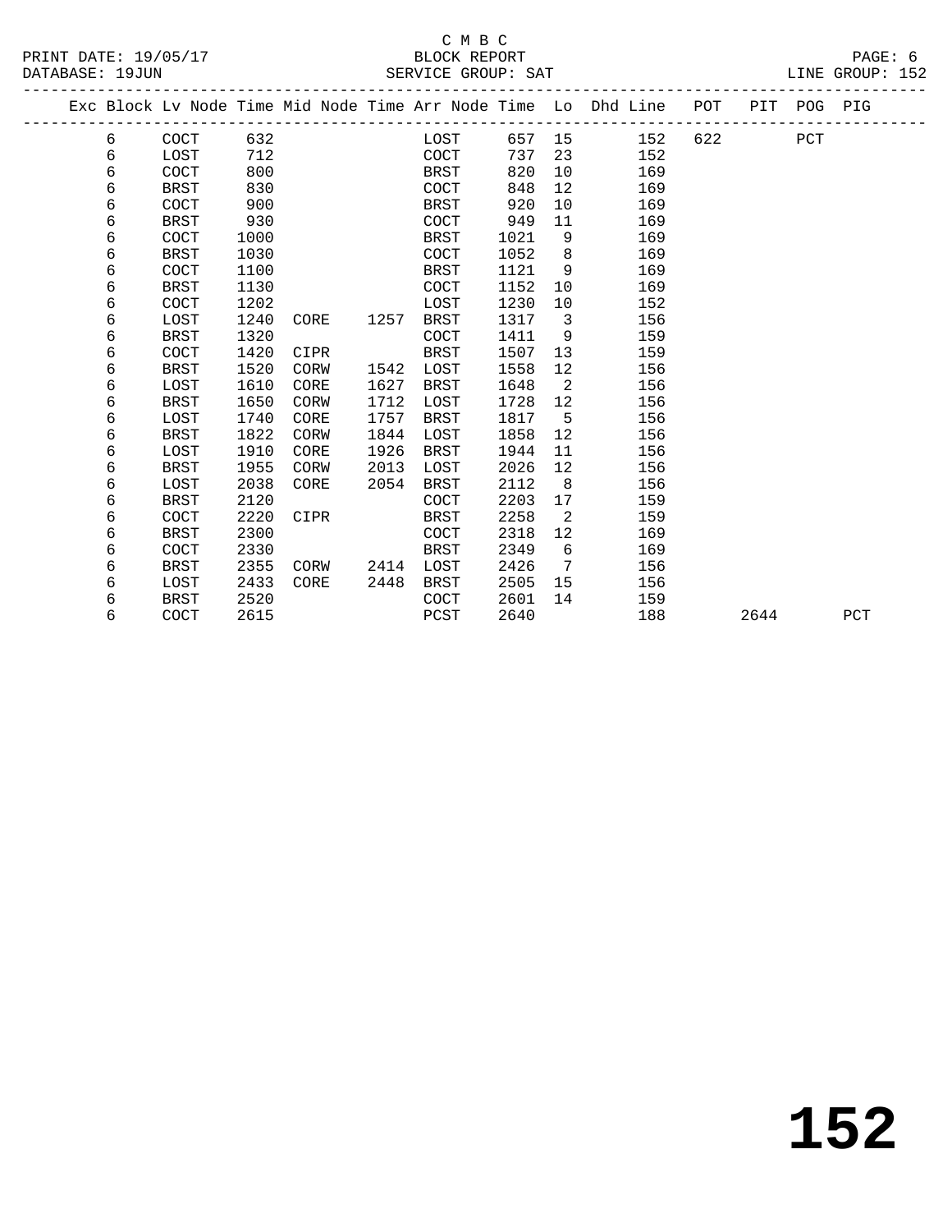C M B C

BLOCK REPORT

SERVICE GROUP: SAT

PRINT DATE: 19/05/17

DATABASE: 19JUN

LINE GROUP: 152

| Exc | Block | Lv Node | Time | Mid Node | Time | Arr Node | Time | Lo | Dhd Line | POT | PIT | POG | PIG |
|---|---|---|---|---|---|---|---|---|---|---|---|---|---|
| | 6 | COCT | 632 | | | LOST | 657 | 15 | 152 | 622 | | PCT | |
| | 6 | LOST | 712 | | | COCT | 737 | 23 | 152 | | | | |
| | 6 | COCT | 800 | | | BRST | 820 | 10 | 169 | | | | |
| | 6 | BRST | 830 | | | COCT | 848 | 12 | 169 | | | | |
| | 6 | COCT | 900 | | | BRST | 920 | 10 | 169 | | | | |
| | 6 | BRST | 930 | | | COCT | 949 | 11 | 169 | | | | |
| | 6 | COCT | 1000 | | | BRST | 1021 | 9 | 169 | | | | |
| | 6 | BRST | 1030 | | | COCT | 1052 | 8 | 169 | | | | |
| | 6 | COCT | 1100 | | | BRST | 1121 | 9 | 169 | | | | |
| | 6 | BRST | 1130 | | | COCT | 1152 | 10 | 169 | | | | |
| | 6 | COCT | 1202 | | | LOST | 1230 | 10 | 152 | | | | |
| | 6 | LOST | 1240 | CORE | 1257 | BRST | 1317 | 3 | 156 | | | | |
| | 6 | BRST | 1320 | | | COCT | 1411 | 9 | 159 | | | | |
| | 6 | COCT | 1420 | CIPR | | BRST | 1507 | 13 | 159 | | | | |
| | 6 | BRST | 1520 | CORW | 1542 | LOST | 1558 | 12 | 156 | | | | |
| | 6 | LOST | 1610 | CORE | 1627 | BRST | 1648 | 2 | 156 | | | | |
| | 6 | BRST | 1650 | CORW | 1712 | LOST | 1728 | 12 | 156 | | | | |
| | 6 | LOST | 1740 | CORE | 1757 | BRST | 1817 | 5 | 156 | | | | |
| | 6 | BRST | 1822 | CORW | 1844 | LOST | 1858 | 12 | 156 | | | | |
| | 6 | LOST | 1910 | CORE | 1926 | BRST | 1944 | 11 | 156 | | | | |
| | 6 | BRST | 1955 | CORW | 2013 | LOST | 2026 | 12 | 156 | | | | |
| | 6 | LOST | 2038 | CORE | 2054 | BRST | 2112 | 8 | 156 | | | | |
| | 6 | BRST | 2120 | | | COCT | 2203 | 17 | 159 | | | | |
| | 6 | COCT | 2220 | CIPR | | BRST | 2258 | 2 | 159 | | | | |
| | 6 | BRST | 2300 | | | COCT | 2318 | 12 | 169 | | | | |
| | 6 | COCT | 2330 | | | BRST | 2349 | 6 | 169 | | | | |
| | 6 | BRST | 2355 | CORW | 2414 | LOST | 2426 | 7 | 156 | | | | |
| | 6 | LOST | 2433 | CORE | 2448 | BRST | 2505 | 15 | 156 | | | | |
| | 6 | BRST | 2520 | | | COCT | 2601 | 14 | 159 | | | | |
| | 6 | COCT | 2615 | | | PCST | 2640 | | 188 | | 2644 | | PCT |

# 152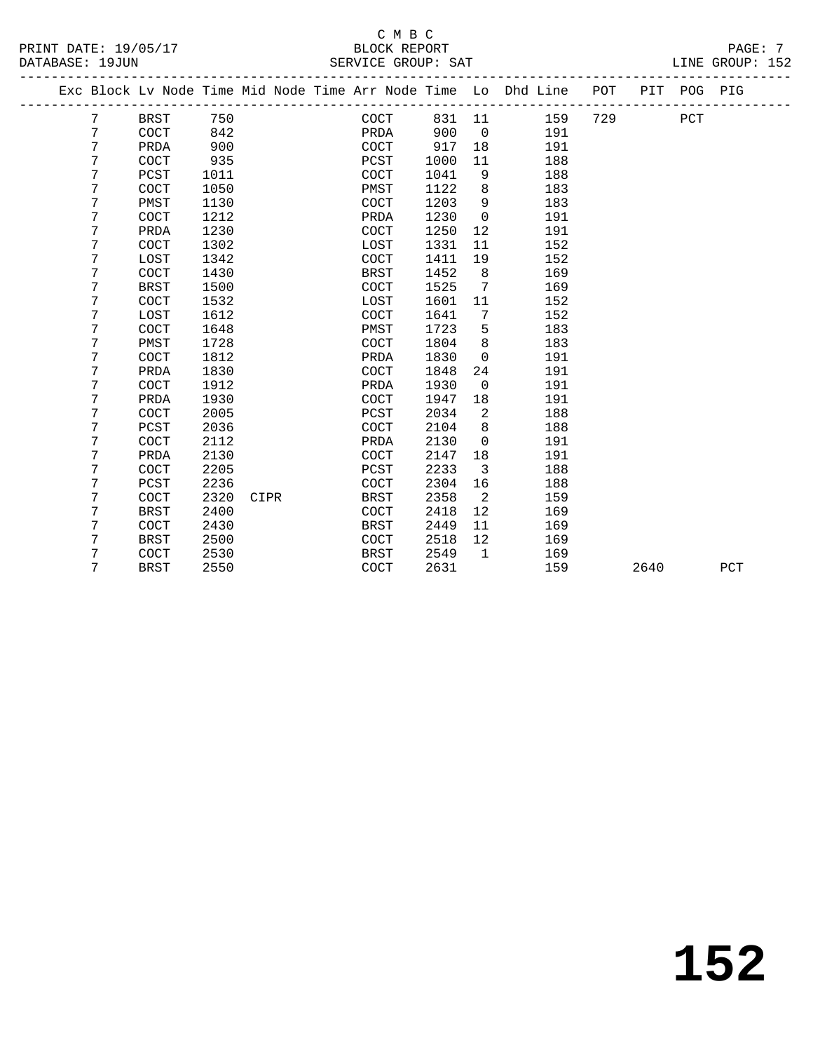C M B C

PRINT DATE: 19/05/17 BLOCK REPORT

DATABASE: 19JUN SERVICE GROUP: SAT LINE GROUP: 152

| Exc | Block | Lv | Node | Time | Mid Node | Time | Arr Node | Time | Lo | Dhd Line | POT | PIT | POG | PIG |
|---|---|---|---|---|---|---|---|---|---|---|---|---|---|---|
| | 7 | | BRST | 750 | | | COCT | 831 | 11 | 159 | 729 | | PCT | |
| | 7 | | COCT | 842 | | | PRDA | 900 | 0 | 191 | | | | |
| | 7 | | PRDA | 900 | | | COCT | 917 | 18 | 191 | | | | |
| | 7 | | COCT | 935 | | | PCST | 1000 | 11 | 188 | | | | |
| | 7 | | PCST | 1011 | | | COCT | 1041 | 9 | 188 | | | | |
| | 7 | | COCT | 1050 | | | PMST | 1122 | 8 | 183 | | | | |
| | 7 | | PMST | 1130 | | | COCT | 1203 | 9 | 183 | | | | |
| | 7 | | COCT | 1212 | | | PRDA | 1230 | 0 | 191 | | | | |
| | 7 | | PRDA | 1230 | | | COCT | 1250 | 12 | 191 | | | | |
| | 7 | | COCT | 1302 | | | LOST | 1331 | 11 | 152 | | | | |
| | 7 | | LOST | 1342 | | | COCT | 1411 | 19 | 152 | | | | |
| | 7 | | COCT | 1430 | | | BRST | 1452 | 8 | 169 | | | | |
| | 7 | | BRST | 1500 | | | COCT | 1525 | 7 | 169 | | | | |
| | 7 | | COCT | 1532 | | | LOST | 1601 | 11 | 152 | | | | |
| | 7 | | LOST | 1612 | | | COCT | 1641 | 7 | 152 | | | | |
| | 7 | | COCT | 1648 | | | PMST | 1723 | 5 | 183 | | | | |
| | 7 | | PMST | 1728 | | | COCT | 1804 | 8 | 183 | | | | |
| | 7 | | COCT | 1812 | | | PRDA | 1830 | 0 | 191 | | | | |
| | 7 | | PRDA | 1830 | | | COCT | 1848 | 24 | 191 | | | | |
| | 7 | | COCT | 1912 | | | PRDA | 1930 | 0 | 191 | | | | |
| | 7 | | PRDA | 1930 | | | COCT | 1947 | 18 | 191 | | | | |
| | 7 | | COCT | 2005 | | | PCST | 2034 | 2 | 188 | | | | |
| | 7 | | PCST | 2036 | | | COCT | 2104 | 8 | 188 | | | | |
| | 7 | | COCT | 2112 | | | PRDA | 2130 | 0 | 191 | | | | |
| | 7 | | PRDA | 2130 | | | COCT | 2147 | 18 | 191 | | | | |
| | 7 | | COCT | 2205 | | | PCST | 2233 | 3 | 188 | | | | |
| | 7 | | PCST | 2236 | | | COCT | 2304 | 16 | 188 | | | | |
| | 7 | | COCT | 2320 | CIPR | | BRST | 2358 | 2 | 159 | | | | |
| | 7 | | BRST | 2400 | | | COCT | 2418 | 12 | 169 | | | | |
| | 7 | | COCT | 2430 | | | BRST | 2449 | 11 | 169 | | | | |
| | 7 | | BRST | 2500 | | | COCT | 2518 | 12 | 169 | | | | |
| | 7 | | COCT | 2530 | | | BRST | 2549 | 1 | 169 | | | | |
| | 7 | | BRST | 2550 | | | COCT | 2631 | | 159 | | 2640 | | PCT |

# 152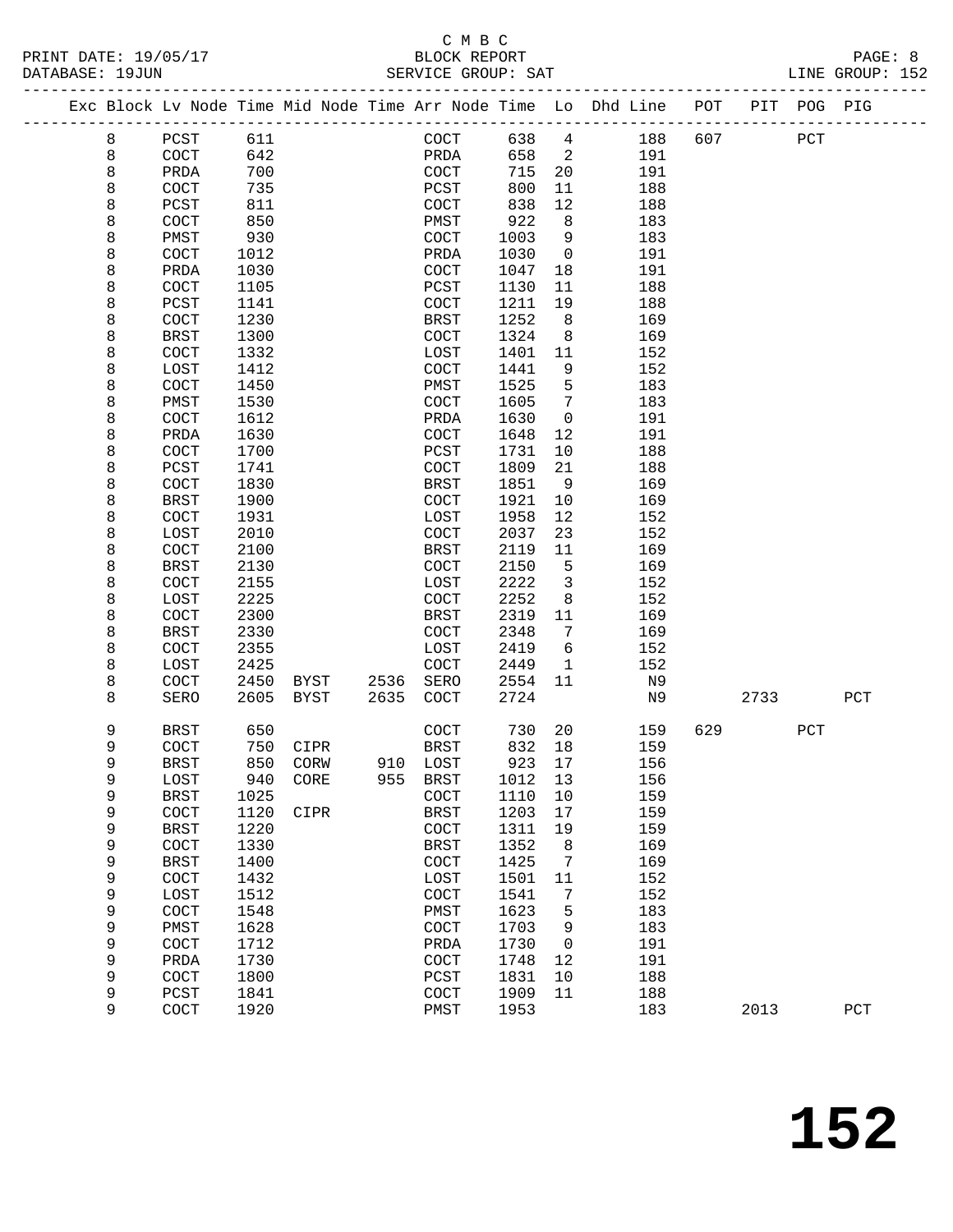C M B C
PRINT DATE: 19/05/17 BLOCK REPORT
DATABASE: 19JUN SERVICE GROUP: SAT LINE GROUP: 152

| Exc | Block | Lv | Node | Time | Mid Node | Time | Arr Node | Time | Lo | Dhd Line | POT | PIT | POG | PIG |
|---|---|---|---|---|---|---|---|---|---|---|---|---|---|---|
| | 8 | | PCST | 611 | | | COCT | 638 | 4 | 188 | 607 | | PCT | |
| | 8 | | COCT | 642 | | | PRDA | 658 | 2 | 191 | | | | |
| | 8 | | PRDA | 700 | | | COCT | 715 | 20 | 191 | | | | |
| | 8 | | COCT | 735 | | | PCST | 800 | 11 | 188 | | | | |
| | 8 | | PCST | 811 | | | COCT | 838 | 12 | 188 | | | | |
| | 8 | | COCT | 850 | | | PMST | 922 | 8 | 183 | | | | |
| | 8 | | PMST | 930 | | | COCT | 1003 | 9 | 183 | | | | |
| | 8 | | COCT | 1012 | | | PRDA | 1030 | 0 | 191 | | | | |
| | 8 | | PRDA | 1030 | | | COCT | 1047 | 18 | 191 | | | | |
| | 8 | | COCT | 1105 | | | PCST | 1130 | 11 | 188 | | | | |
| | 8 | | PCST | 1141 | | | COCT | 1211 | 19 | 188 | | | | |
| | 8 | | COCT | 1230 | | | BRST | 1252 | 8 | 169 | | | | |
| | 8 | | BRST | 1300 | | | COCT | 1324 | 8 | 169 | | | | |
| | 8 | | COCT | 1332 | | | LOST | 1401 | 11 | 152 | | | | |
| | 8 | | LOST | 1412 | | | COCT | 1441 | 9 | 152 | | | | |
| | 8 | | COCT | 1450 | | | PMST | 1525 | 5 | 183 | | | | |
| | 8 | | PMST | 1530 | | | COCT | 1605 | 7 | 183 | | | | |
| | 8 | | COCT | 1612 | | | PRDA | 1630 | 0 | 191 | | | | |
| | 8 | | PRDA | 1630 | | | COCT | 1648 | 12 | 191 | | | | |
| | 8 | | COCT | 1700 | | | PCST | 1731 | 10 | 188 | | | | |
| | 8 | | PCST | 1741 | | | COCT | 1809 | 21 | 188 | | | | |
| | 8 | | COCT | 1830 | | | BRST | 1851 | 9 | 169 | | | | |
| | 8 | | BRST | 1900 | | | COCT | 1921 | 10 | 169 | | | | |
| | 8 | | COCT | 1931 | | | LOST | 1958 | 12 | 152 | | | | |
| | 8 | | LOST | 2010 | | | COCT | 2037 | 23 | 152 | | | | |
| | 8 | | COCT | 2100 | | | BRST | 2119 | 11 | 169 | | | | |
| | 8 | | BRST | 2130 | | | COCT | 2150 | 5 | 169 | | | | |
| | 8 | | COCT | 2155 | | | LOST | 2222 | 3 | 152 | | | | |
| | 8 | | LOST | 2225 | | | COCT | 2252 | 8 | 152 | | | | |
| | 8 | | COCT | 2300 | | | BRST | 2319 | 11 | 169 | | | | |
| | 8 | | BRST | 2330 | | | COCT | 2348 | 7 | 169 | | | | |
| | 8 | | COCT | 2355 | | | LOST | 2419 | 6 | 152 | | | | |
| | 8 | | LOST | 2425 | | | COCT | 2449 | 1 | 152 | | | | |
| | 8 | | COCT | 2450 | BYST | 2536 | SERO | 2554 | 11 | N9 | | | | |
| | 8 | | SERO | 2605 | BYST | 2635 | COCT | 2724 | | N9 | | 2733 | | PCT |
| | 9 | | BRST | 650 | | | COCT | 730 | 20 | 159 | 629 | | PCT | |
| | 9 | | COCT | 750 | CIPR | | BRST | 832 | 18 | 159 | | | | |
| | 9 | | BRST | 850 | CORW | 910 | LOST | 923 | 17 | 156 | | | | |
| | 9 | | LOST | 940 | CORE | 955 | BRST | 1012 | 13 | 156 | | | | |
| | 9 | | BRST | 1025 | | | COCT | 1110 | 10 | 159 | | | | |
| | 9 | | COCT | 1120 | CIPR | | BRST | 1203 | 17 | 159 | | | | |
| | 9 | | BRST | 1220 | | | COCT | 1311 | 19 | 159 | | | | |
| | 9 | | COCT | 1330 | | | BRST | 1352 | 8 | 169 | | | | |
| | 9 | | BRST | 1400 | | | COCT | 1425 | 7 | 169 | | | | |
| | 9 | | COCT | 1432 | | | LOST | 1501 | 11 | 152 | | | | |
| | 9 | | LOST | 1512 | | | COCT | 1541 | 7 | 152 | | | | |
| | 9 | | COCT | 1548 | | | PMST | 1623 | 5 | 183 | | | | |
| | 9 | | PMST | 1628 | | | COCT | 1703 | 9 | 183 | | | | |
| | 9 | | COCT | 1712 | | | PRDA | 1730 | 0 | 191 | | | | |
| | 9 | | PRDA | 1730 | | | COCT | 1748 | 12 | 191 | | | | |
| | 9 | | COCT | 1800 | | | PCST | 1831 | 10 | 188 | | | | |
| | 9 | | PCST | 1841 | | | COCT | 1909 | 11 | 188 | | | | |
| | 9 | | COCT | 1920 | | | PMST | 1953 | | 183 | | 2013 | | PCT |

**152**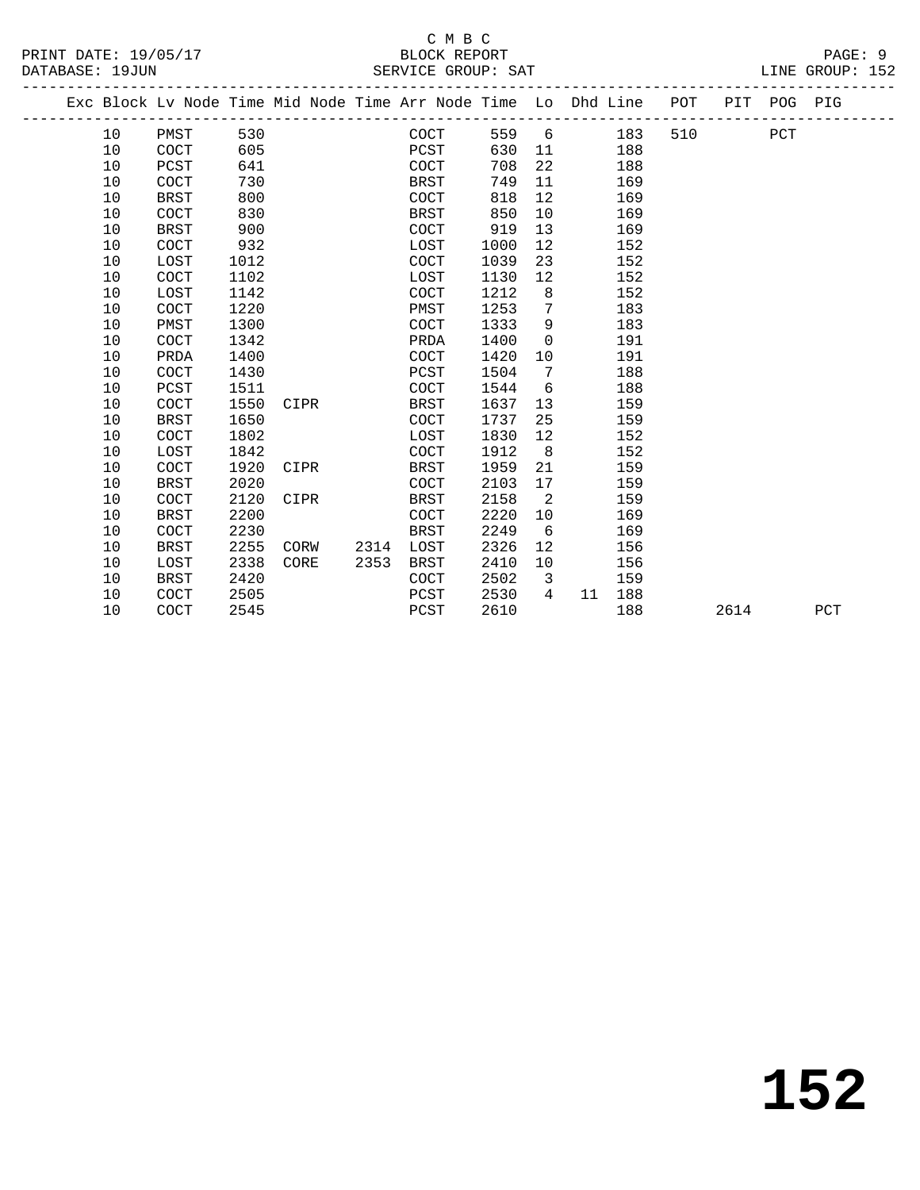C M B C

BLOCK REPORT

SERVICE GROUP: SAT

PRINT DATE: 19/05/17
DATABASE: 19JUN

LINE GROUP: 152

| Exc | Block | Lv | Node | Time | Mid | Node | Time | Arr | Node | Time | Lo | Dhd | Line | POT | PIT | POG | PIG |
|---|---|---|---|---|---|---|---|---|---|---|---|---|---|---|---|---|---|
| | 10 | | PMST | 530 | | | | | COCT | 559 | 6 | | 183 | 510 | | PCT | |
| | 10 | | COCT | 605 | | | | | PCST | 630 | 11 | | 188 | | | | |
| | 10 | | PCST | 641 | | | | | COCT | 708 | 22 | | 188 | | | | |
| | 10 | | COCT | 730 | | | | | BRST | 749 | 11 | | 169 | | | | |
| | 10 | | BRST | 800 | | | | | COCT | 818 | 12 | | 169 | | | | |
| | 10 | | COCT | 830 | | | | | BRST | 850 | 10 | | 169 | | | | |
| | 10 | | BRST | 900 | | | | | COCT | 919 | 13 | | 169 | | | | |
| | 10 | | COCT | 932 | | | | | LOST | 1000 | 12 | | 152 | | | | |
| | 10 | | LOST | 1012 | | | | | COCT | 1039 | 23 | | 152 | | | | |
| | 10 | | COCT | 1102 | | | | | LOST | 1130 | 12 | | 152 | | | | |
| | 10 | | LOST | 1142 | | | | | COCT | 1212 | 8 | | 152 | | | | |
| | 10 | | COCT | 1220 | | | | | PMST | 1253 | 7 | | 183 | | | | |
| | 10 | | PMST | 1300 | | | | | COCT | 1333 | 9 | | 183 | | | | |
| | 10 | | COCT | 1342 | | | | | PRDA | 1400 | 0 | | 191 | | | | |
| | 10 | | PRDA | 1400 | | | | | COCT | 1420 | 10 | | 191 | | | | |
| | 10 | | COCT | 1430 | | | | | PCST | 1504 | 7 | | 188 | | | | |
| | 10 | | PCST | 1511 | | | | | COCT | 1544 | 6 | | 188 | | | | |
| | 10 | | COCT | 1550 | | CIPR | | | BRST | 1637 | 13 | | 159 | | | | |
| | 10 | | BRST | 1650 | | | | | COCT | 1737 | 25 | | 159 | | | | |
| | 10 | | COCT | 1802 | | | | | LOST | 1830 | 12 | | 152 | | | | |
| | 10 | | LOST | 1842 | | | | | COCT | 1912 | 8 | | 152 | | | | |
| | 10 | | COCT | 1920 | | CIPR | | | BRST | 1959 | 21 | | 159 | | | | |
| | 10 | | BRST | 2020 | | | | | COCT | 2103 | 17 | | 159 | | | | |
| | 10 | | COCT | 2120 | | CIPR | | | BRST | 2158 | 2 | | 159 | | | | |
| | 10 | | BRST | 2200 | | | | | COCT | 2220 | 10 | | 169 | | | | |
| | 10 | | COCT | 2230 | | | | | BRST | 2249 | 6 | | 169 | | | | |
| | 10 | | BRST | 2255 | | CORW | 2314 | | LOST | 2326 | 12 | | 156 | | | | |
| | 10 | | LOST | 2338 | | CORE | 2353 | | BRST | 2410 | 10 | | 156 | | | | |
| | 10 | | BRST | 2420 | | | | | COCT | 2502 | 3 | | 159 | | | | |
| | 10 | | COCT | 2505 | | | | | PCST | 2530 | 4 | 11 | 188 | | | | |
| | 10 | | COCT | 2545 | | | | | PCST | 2610 | | | 188 | | 2614 | | PCT |

**152**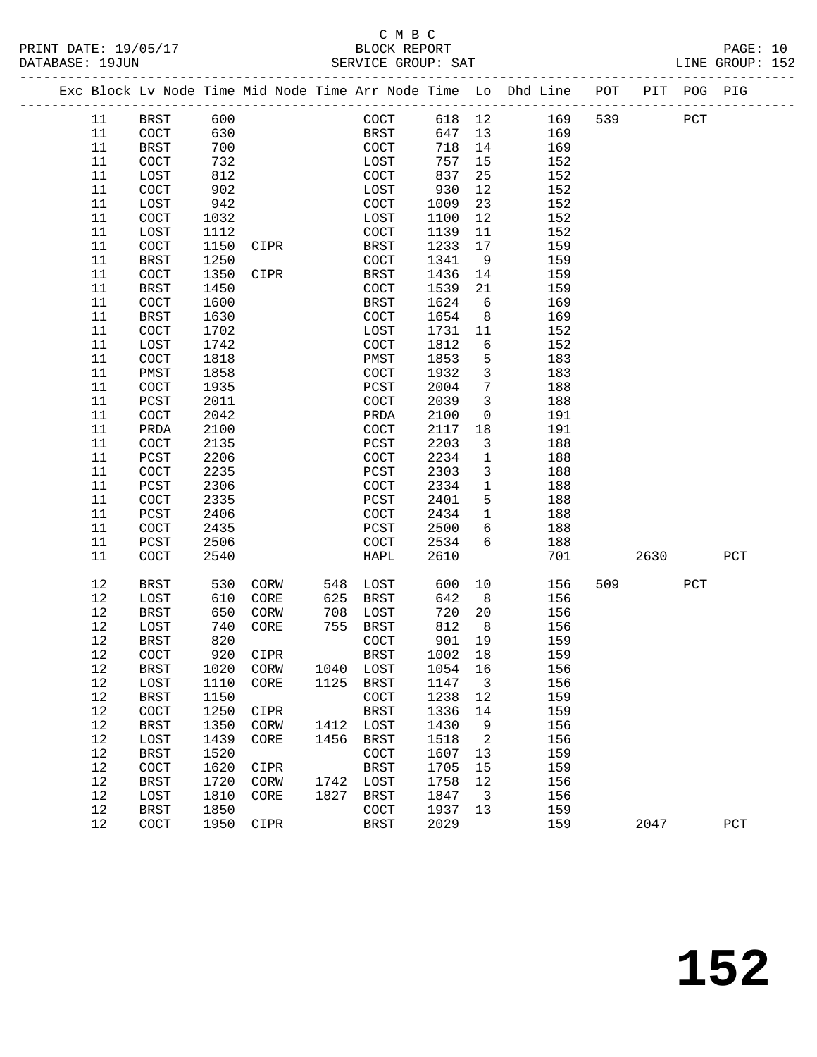C M B C

PRINT DATE: 19/05/17 BLOCK REPORT

DATABASE: 19JUN SERVICE GROUP: SAT LINE GROUP: 152

| Exc | Block | Lv Node | Time | Mid Node | Time | Arr Node | Time | Lo | Dhd Line | POT | PIT | POG | PIG |
|---|---|---|---|---|---|---|---|---|---|---|---|---|---|
| | 11 | BRST | 600 | | | COCT | 618 | 12 | 169 | 539 | | PCT | |
| | 11 | COCT | 630 | | | BRST | 647 | 13 | 169 | | | | |
| | 11 | BRST | 700 | | | COCT | 718 | 14 | 169 | | | | |
| | 11 | COCT | 732 | | | LOST | 757 | 15 | 152 | | | | |
| | 11 | LOST | 812 | | | COCT | 837 | 25 | 152 | | | | |
| | 11 | COCT | 902 | | | LOST | 930 | 12 | 152 | | | | |
| | 11 | LOST | 942 | | | COCT | 1009 | 23 | 152 | | | | |
| | 11 | COCT | 1032 | | | LOST | 1100 | 12 | 152 | | | | |
| | 11 | LOST | 1112 | | | COCT | 1139 | 11 | 152 | | | | |
| | 11 | COCT | 1150 | CIPR | | BRST | 1233 | 17 | 159 | | | | |
| | 11 | BRST | 1250 | | | COCT | 1341 | 9 | 159 | | | | |
| | 11 | COCT | 1350 | CIPR | | BRST | 1436 | 14 | 159 | | | | |
| | 11 | BRST | 1450 | | | COCT | 1539 | 21 | 159 | | | | |
| | 11 | COCT | 1600 | | | BRST | 1624 | 6 | 169 | | | | |
| | 11 | BRST | 1630 | | | COCT | 1654 | 8 | 169 | | | | |
| | 11 | COCT | 1702 | | | LOST | 1731 | 11 | 152 | | | | |
| | 11 | LOST | 1742 | | | COCT | 1812 | 6 | 152 | | | | |
| | 11 | COCT | 1818 | | | PMST | 1853 | 5 | 183 | | | | |
| | 11 | PMST | 1858 | | | COCT | 1932 | 3 | 183 | | | | |
| | 11 | COCT | 1935 | | | PCST | 2004 | 7 | 188 | | | | |
| | 11 | PCST | 2011 | | | COCT | 2039 | 3 | 188 | | | | |
| | 11 | COCT | 2042 | | | PRDA | 2100 | 0 | 191 | | | | |
| | 11 | PRDA | 2100 | | | COCT | 2117 | 18 | 191 | | | | |
| | 11 | COCT | 2135 | | | PCST | 2203 | 3 | 188 | | | | |
| | 11 | PCST | 2206 | | | COCT | 2234 | 1 | 188 | | | | |
| | 11 | COCT | 2235 | | | PCST | 2303 | 3 | 188 | | | | |
| | 11 | PCST | 2306 | | | COCT | 2334 | 1 | 188 | | | | |
| | 11 | COCT | 2335 | | | PCST | 2401 | 5 | 188 | | | | |
| | 11 | PCST | 2406 | | | COCT | 2434 | 1 | 188 | | | | |
| | 11 | COCT | 2435 | | | PCST | 2500 | 6 | 188 | | | | |
| | 11 | PCST | 2506 | | | COCT | 2534 | 6 | 188 | | | | |
| | 11 | COCT | 2540 | | | HAPL | 2610 | | 701 | | 2630 | | PCT |
| | 12 | BRST | 530 | CORW | 548 | LOST | 600 | 10 | 156 | 509 | | PCT | |
| | 12 | LOST | 610 | CORE | 625 | BRST | 642 | 8 | 156 | | | | |
| | 12 | BRST | 650 | CORW | 708 | LOST | 720 | 20 | 156 | | | | |
| | 12 | LOST | 740 | CORE | 755 | BRST | 812 | 8 | 156 | | | | |
| | 12 | BRST | 820 | | | COCT | 901 | 19 | 159 | | | | |
| | 12 | COCT | 920 | CIPR | | BRST | 1002 | 18 | 159 | | | | |
| | 12 | BRST | 1020 | CORW | 1040 | LOST | 1054 | 16 | 156 | | | | |
| | 12 | LOST | 1110 | CORE | 1125 | BRST | 1147 | 3 | 156 | | | | |
| | 12 | BRST | 1150 | | | COCT | 1238 | 12 | 159 | | | | |
| | 12 | COCT | 1250 | CIPR | | BRST | 1336 | 14 | 159 | | | | |
| | 12 | BRST | 1350 | CORW | 1412 | LOST | 1430 | 9 | 156 | | | | |
| | 12 | LOST | 1439 | CORE | 1456 | BRST | 1518 | 2 | 156 | | | | |
| | 12 | BRST | 1520 | | | COCT | 1607 | 13 | 159 | | | | |
| | 12 | COCT | 1620 | CIPR | | BRST | 1705 | 15 | 159 | | | | |
| | 12 | BRST | 1720 | CORW | 1742 | LOST | 1758 | 12 | 156 | | | | |
| | 12 | LOST | 1810 | CORE | 1827 | BRST | 1847 | 3 | 156 | | | | |
| | 12 | BRST | 1850 | | | COCT | 1937 | 13 | 159 | | | | |
| | 12 | COCT | 1950 | CIPR | | BRST | 2029 | | 159 | | 2047 | | PCT |

# 152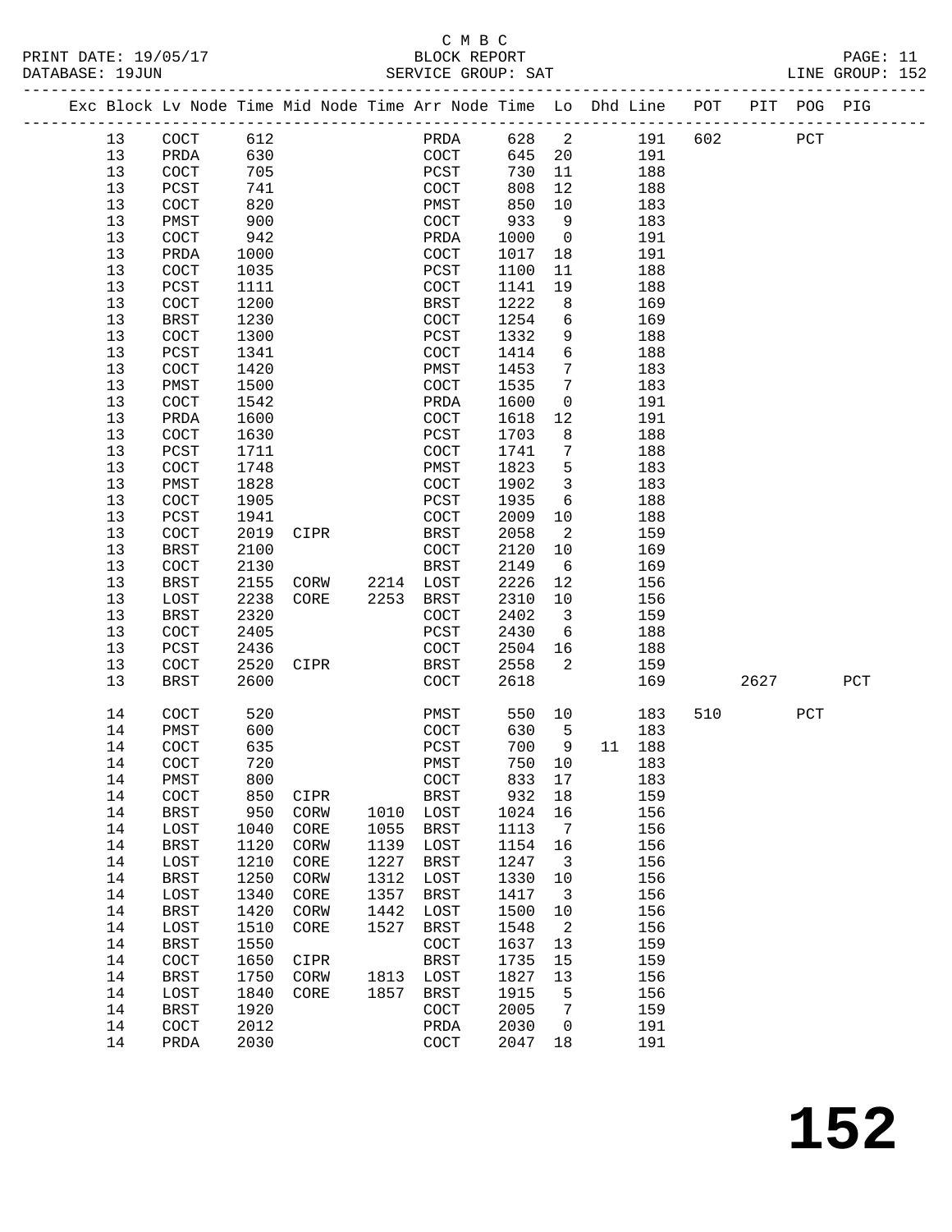| Exc | Block | Lv | Node | Time | Mid Node | Time | Arr Node | Time | Lo | Dhd | Line | POT | PIT | POG | PIG |
|---|---|---|---|---|---|---|---|---|---|---|---|---|---|---|---|
| | 13 | | COCT | 612 | | | PRDA | 628 | 2 | | 191 | 602 | | PCT | |
| | 13 | | PRDA | 630 | | | COCT | 645 | 20 | | 191 | | | | |
| | 13 | | COCT | 705 | | | PCST | 730 | 11 | | 188 | | | | |
| | 13 | | PCST | 741 | | | COCT | 808 | 12 | | 188 | | | | |
| | 13 | | COCT | 820 | | | PMST | 850 | 10 | | 183 | | | | |
| | 13 | | PMST | 900 | | | COCT | 933 | 9 | | 183 | | | | |
| | 13 | | COCT | 942 | | | PRDA | 1000 | 0 | | 191 | | | | |
| | 13 | | PRDA | 1000 | | | COCT | 1017 | 18 | | 191 | | | | |
| | 13 | | COCT | 1035 | | | PCST | 1100 | 11 | | 188 | | | | |
| | 13 | | PCST | 1111 | | | COCT | 1141 | 19 | | 188 | | | | |
| | 13 | | COCT | 1200 | | | BRST | 1222 | 8 | | 169 | | | | |
| | 13 | | BRST | 1230 | | | COCT | 1254 | 6 | | 169 | | | | |
| | 13 | | COCT | 1300 | | | PCST | 1332 | 9 | | 188 | | | | |
| | 13 | | PCST | 1341 | | | COCT | 1414 | 6 | | 188 | | | | |
| | 13 | | COCT | 1420 | | | PMST | 1453 | 7 | | 183 | | | | |
| | 13 | | PMST | 1500 | | | COCT | 1535 | 7 | | 183 | | | | |
| | 13 | | COCT | 1542 | | | PRDA | 1600 | 0 | | 191 | | | | |
| | 13 | | PRDA | 1600 | | | COCT | 1618 | 12 | | 191 | | | | |
| | 13 | | COCT | 1630 | | | PCST | 1703 | 8 | | 188 | | | | |
| | 13 | | PCST | 1711 | | | COCT | 1741 | 7 | | 188 | | | | |
| | 13 | | COCT | 1748 | | | PMST | 1823 | 5 | | 183 | | | | |
| | 13 | | PMST | 1828 | | | COCT | 1902 | 3 | | 183 | | | | |
| | 13 | | COCT | 1905 | | | PCST | 1935 | 6 | | 188 | | | | |
| | 13 | | PCST | 1941 | | | COCT | 2009 | 10 | | 188 | | | | |
| | 13 | | COCT | 2019 | CIPR | | BRST | 2058 | 2 | | 159 | | | | |
| | 13 | | BRST | 2100 | | | COCT | 2120 | 10 | | 169 | | | | |
| | 13 | | COCT | 2130 | | | BRST | 2149 | 6 | | 169 | | | | |
| | 13 | | BRST | 2155 | CORW | 2214 | LOST | 2226 | 12 | | 156 | | | | |
| | 13 | | LOST | 2238 | CORE | 2253 | BRST | 2310 | 10 | | 156 | | | | |
| | 13 | | BRST | 2320 | | | COCT | 2402 | 3 | | 159 | | | | |
| | 13 | | COCT | 2405 | | | PCST | 2430 | 6 | | 188 | | | | |
| | 13 | | PCST | 2436 | | | COCT | 2504 | 16 | | 188 | | | | |
| | 13 | | COCT | 2520 | CIPR | | BRST | 2558 | 2 | | 159 | | | | |
| | 13 | | BRST | 2600 | | | COCT | 2618 | | | 169 | | 2627 | | PCT |
| | 14 | | COCT | 520 | | | PMST | 550 | 10 | | 183 | 510 | | PCT | |
| | 14 | | PMST | 600 | | | COCT | 630 | 5 | | 183 | | | | |
| | 14 | | COCT | 635 | | | PCST | 700 | 9 | 11 | 188 | | | | |
| | 14 | | COCT | 720 | | | PMST | 750 | 10 | | 183 | | | | |
| | 14 | | PMST | 800 | | | COCT | 833 | 17 | | 183 | | | | |
| | 14 | | COCT | 850 | CIPR | | BRST | 932 | 18 | | 159 | | | | |
| | 14 | | BRST | 950 | CORW | 1010 | LOST | 1024 | 16 | | 156 | | | | |
| | 14 | | LOST | 1040 | CORE | 1055 | BRST | 1113 | 7 | | 156 | | | | |
| | 14 | | BRST | 1120 | CORW | 1139 | LOST | 1154 | 16 | | 156 | | | | |
| | 14 | | LOST | 1210 | CORE | 1227 | BRST | 1247 | 3 | | 156 | | | | |
| | 14 | | BRST | 1250 | CORW | 1312 | LOST | 1330 | 10 | | 156 | | | | |
| | 14 | | LOST | 1340 | CORE | 1357 | BRST | 1417 | 3 | | 156 | | | | |
| | 14 | | BRST | 1420 | CORW | 1442 | LOST | 1500 | 10 | | 156 | | | | |
| | 14 | | LOST | 1510 | CORE | 1527 | BRST | 1548 | 2 | | 156 | | | | |
| | 14 | | BRST | 1550 | | | COCT | 1637 | 13 | | 159 | | | | |
| | 14 | | COCT | 1650 | CIPR | | BRST | 1735 | 15 | | 159 | | | | |
| | 14 | | BRST | 1750 | CORW | 1813 | LOST | 1827 | 13 | | 156 | | | | |
| | 14 | | LOST | 1840 | CORE | 1857 | BRST | 1915 | 5 | | 156 | | | | |
| | 14 | | BRST | 1920 | | | COCT | 2005 | 7 | | 159 | | | | |
| | 14 | | COCT | 2012 | | | PRDA | 2030 | 0 | | 191 | | | | |
| | 14 | | PRDA | 2030 | | | COCT | 2047 | 18 | | 191 | | | | |

# 152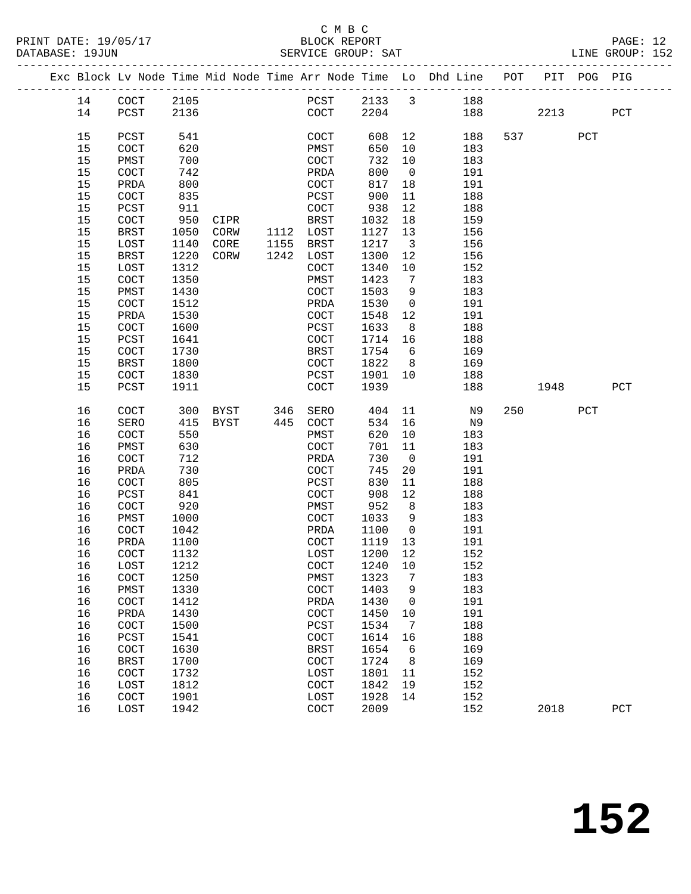C M B C

PRINT DATE: 19/05/17 BLOCK REPORT

DATABASE: 19JUN SERVICE GROUP: SAT LINE GROUP: 152

| Exc | Block | Lv Node | Time | Mid Node | Time | Arr Node | Time | Lo | Dhd Line | POT | PIT | POG | PIG |
|---|---|---|---|---|---|---|---|---|---|---|---|---|---|
| | 14 | COCT | 2105 | | | PCST | 2133 | 3 | 188 | | | | |
| | 14 | PCST | 2136 | | | COCT | 2204 | | 188 | | 2213 | | PCT |
| | 15 | PCST | 541 | | | COCT | 608 | 12 | 188 | 537 | | PCT | |
| | 15 | COCT | 620 | | | PMST | 650 | 10 | 183 | | | | |
| | 15 | PMST | 700 | | | COCT | 732 | 10 | 183 | | | | |
| | 15 | COCT | 742 | | | PRDA | 800 | 0 | 191 | | | | |
| | 15 | PRDA | 800 | | | COCT | 817 | 18 | 191 | | | | |
| | 15 | COCT | 835 | | | PCST | 900 | 11 | 188 | | | | |
| | 15 | PCST | 911 | | | COCT | 938 | 12 | 188 | | | | |
| | 15 | COCT | 950 | CIPR | | BRST | 1032 | 18 | 159 | | | | |
| | 15 | BRST | 1050 | CORW | 1112 | LOST | 1127 | 13 | 156 | | | | |
| | 15 | LOST | 1140 | CORE | 1155 | BRST | 1217 | 3 | 156 | | | | |
| | 15 | BRST | 1220 | CORW | 1242 | LOST | 1300 | 12 | 156 | | | | |
| | 15 | LOST | 1312 | | | COCT | 1340 | 10 | 152 | | | | |
| | 15 | COCT | 1350 | | | PMST | 1423 | 7 | 183 | | | | |
| | 15 | PMST | 1430 | | | COCT | 1503 | 9 | 183 | | | | |
| | 15 | COCT | 1512 | | | PRDA | 1530 | 0 | 191 | | | | |
| | 15 | PRDA | 1530 | | | COCT | 1548 | 12 | 191 | | | | |
| | 15 | COCT | 1600 | | | PCST | 1633 | 8 | 188 | | | | |
| | 15 | PCST | 1641 | | | COCT | 1714 | 16 | 188 | | | | |
| | 15 | COCT | 1730 | | | BRST | 1754 | 6 | 169 | | | | |
| | 15 | BRST | 1800 | | | COCT | 1822 | 8 | 169 | | | | |
| | 15 | COCT | 1830 | | | PCST | 1901 | 10 | 188 | | | | |
| | 15 | PCST | 1911 | | | COCT | 1939 | | 188 | | 1948 | | PCT |
| | 16 | COCT | 300 | BYST | 346 | SERO | 404 | 11 | N9 | 250 | | PCT | |
| | 16 | SERO | 415 | BYST | 445 | COCT | 534 | 16 | N9 | | | | |
| | 16 | COCT | 550 | | | PMST | 620 | 10 | 183 | | | | |
| | 16 | PMST | 630 | | | COCT | 701 | 11 | 183 | | | | |
| | 16 | COCT | 712 | | | PRDA | 730 | 0 | 191 | | | | |
| | 16 | PRDA | 730 | | | COCT | 745 | 20 | 191 | | | | |
| | 16 | COCT | 805 | | | PCST | 830 | 11 | 188 | | | | |
| | 16 | PCST | 841 | | | COCT | 908 | 12 | 188 | | | | |
| | 16 | COCT | 920 | | | PMST | 952 | 8 | 183 | | | | |
| | 16 | PMST | 1000 | | | COCT | 1033 | 9 | 183 | | | | |
| | 16 | COCT | 1042 | | | PRDA | 1100 | 0 | 191 | | | | |
| | 16 | PRDA | 1100 | | | COCT | 1119 | 13 | 191 | | | | |
| | 16 | COCT | 1132 | | | LOST | 1200 | 12 | 152 | | | | |
| | 16 | LOST | 1212 | | | COCT | 1240 | 10 | 152 | | | | |
| | 16 | COCT | 1250 | | | PMST | 1323 | 7 | 183 | | | | |
| | 16 | PMST | 1330 | | | COCT | 1403 | 9 | 183 | | | | |
| | 16 | COCT | 1412 | | | PRDA | 1430 | 0 | 191 | | | | |
| | 16 | PRDA | 1430 | | | COCT | 1450 | 10 | 191 | | | | |
| | 16 | COCT | 1500 | | | PCST | 1534 | 7 | 188 | | | | |
| | 16 | PCST | 1541 | | | COCT | 1614 | 16 | 188 | | | | |
| | 16 | COCT | 1630 | | | BRST | 1654 | 6 | 169 | | | | |
| | 16 | BRST | 1700 | | | COCT | 1724 | 8 | 169 | | | | |
| | 16 | COCT | 1732 | | | LOST | 1801 | 11 | 152 | | | | |
| | 16 | LOST | 1812 | | | COCT | 1842 | 19 | 152 | | | | |
| | 16 | COCT | 1901 | | | LOST | 1928 | 14 | 152 | | | | |
| | 16 | LOST | 1942 | | | COCT | 2009 | | 152 | | 2018 | | PCT |

# 152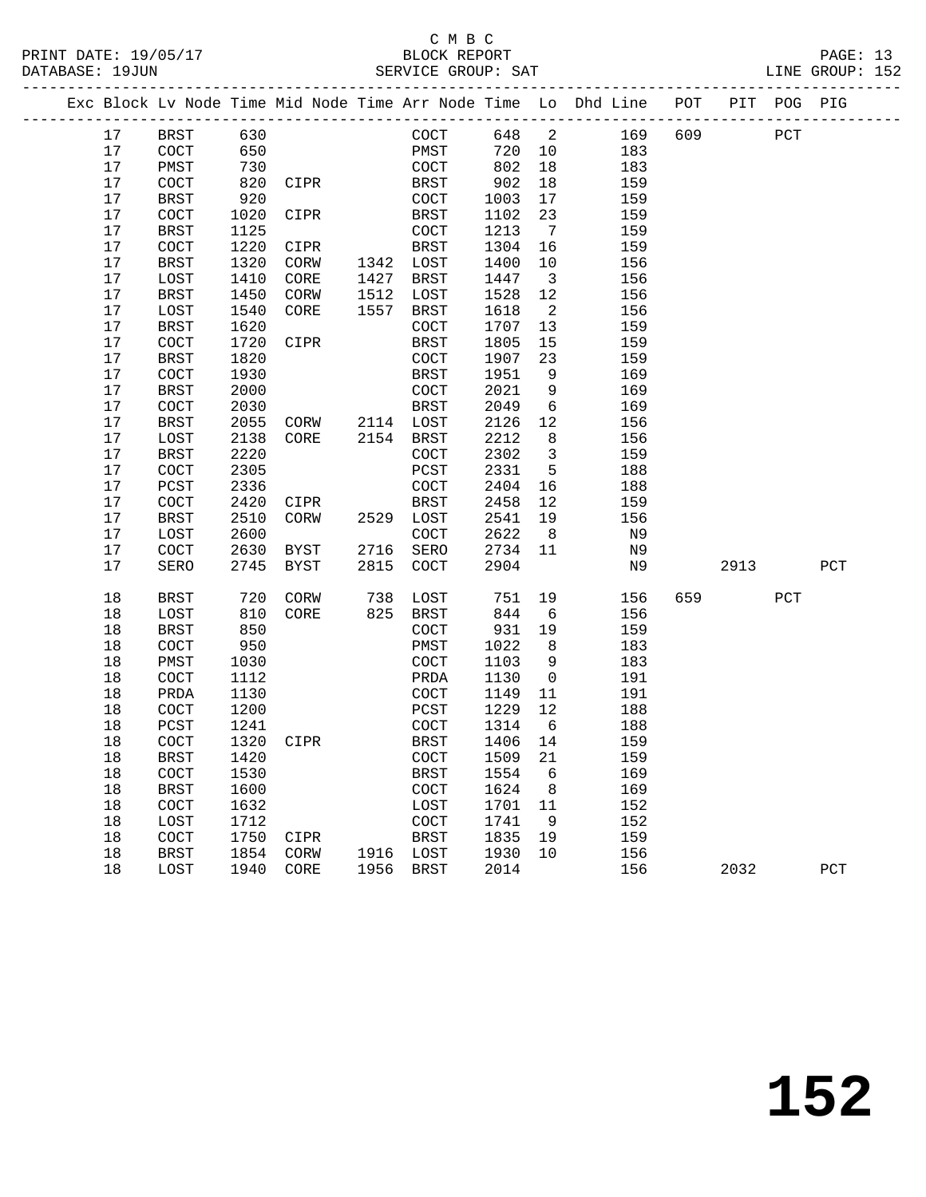C M B C
PRINT DATE: 19/05/17 BLOCK REPORT
DATABASE: 19JUN SERVICE GROUP: SAT LINE GROUP: 152

| Exc | Block | Lv | Node | Time | Mid Node | Time | Arr Node | Time | Lo | Dhd Line | POT | PIT | POG | PIG |
|---|---|---|---|---|---|---|---|---|---|---|---|---|---|---|
| | 17 | | BRST | 630 | | | COCT | 648 | 2 | 169 | 609 | | PCT | |
| | 17 | | COCT | 650 | | | PMST | 720 | 10 | 183 | | | | |
| | 17 | | PMST | 730 | | | COCT | 802 | 18 | 183 | | | | |
| | 17 | | COCT | 820 | CIPR | | BRST | 902 | 18 | 159 | | | | |
| | 17 | | BRST | 920 | | | COCT | 1003 | 17 | 159 | | | | |
| | 17 | | COCT | 1020 | CIPR | | BRST | 1102 | 23 | 159 | | | | |
| | 17 | | BRST | 1125 | | | COCT | 1213 | 7 | 159 | | | | |
| | 17 | | COCT | 1220 | CIPR | | BRST | 1304 | 16 | 159 | | | | |
| | 17 | | BRST | 1320 | CORW | 1342 | LOST | 1400 | 10 | 156 | | | | |
| | 17 | | LOST | 1410 | CORE | 1427 | BRST | 1447 | 3 | 156 | | | | |
| | 17 | | BRST | 1450 | CORW | 1512 | LOST | 1528 | 12 | 156 | | | | |
| | 17 | | LOST | 1540 | CORE | 1557 | BRST | 1618 | 2 | 156 | | | | |
| | 17 | | BRST | 1620 | | | COCT | 1707 | 13 | 159 | | | | |
| | 17 | | COCT | 1720 | CIPR | | BRST | 1805 | 15 | 159 | | | | |
| | 17 | | BRST | 1820 | | | COCT | 1907 | 23 | 159 | | | | |
| | 17 | | COCT | 1930 | | | BRST | 1951 | 9 | 169 | | | | |
| | 17 | | BRST | 2000 | | | COCT | 2021 | 9 | 169 | | | | |
| | 17 | | COCT | 2030 | | | BRST | 2049 | 6 | 169 | | | | |
| | 17 | | BRST | 2055 | CORW | 2114 | LOST | 2126 | 12 | 156 | | | | |
| | 17 | | LOST | 2138 | CORE | 2154 | BRST | 2212 | 8 | 156 | | | | |
| | 17 | | BRST | 2220 | | | COCT | 2302 | 3 | 159 | | | | |
| | 17 | | COCT | 2305 | | | PCST | 2331 | 5 | 188 | | | | |
| | 17 | | PCST | 2336 | | | COCT | 2404 | 16 | 188 | | | | |
| | 17 | | COCT | 2420 | CIPR | | BRST | 2458 | 12 | 159 | | | | |
| | 17 | | BRST | 2510 | CORW | 2529 | LOST | 2541 | 19 | 156 | | | | |
| | 17 | | LOST | 2600 | | | COCT | 2622 | 8 | N9 | | | | |
| | 17 | | COCT | 2630 | BYST | 2716 | SERO | 2734 | 11 | N9 | | | | |
| | 17 | | SERO | 2745 | BYST | 2815 | COCT | 2904 | | N9 | | 2913 | | PCT |
| | 18 | | BRST | 720 | CORW | 738 | LOST | 751 | 19 | 156 | 659 | | PCT | |
| | 18 | | LOST | 810 | CORE | 825 | BRST | 844 | 6 | 156 | | | | |
| | 18 | | BRST | 850 | | | COCT | 931 | 19 | 159 | | | | |
| | 18 | | COCT | 950 | | | PMST | 1022 | 8 | 183 | | | | |
| | 18 | | PMST | 1030 | | | COCT | 1103 | 9 | 183 | | | | |
| | 18 | | COCT | 1112 | | | PRDA | 1130 | 0 | 191 | | | | |
| | 18 | | PRDA | 1130 | | | COCT | 1149 | 11 | 191 | | | | |
| | 18 | | COCT | 1200 | | | PCST | 1229 | 12 | 188 | | | | |
| | 18 | | PCST | 1241 | | | COCT | 1314 | 6 | 188 | | | | |
| | 18 | | COCT | 1320 | CIPR | | BRST | 1406 | 14 | 159 | | | | |
| | 18 | | BRST | 1420 | | | COCT | 1509 | 21 | 159 | | | | |
| | 18 | | COCT | 1530 | | | BRST | 1554 | 6 | 169 | | | | |
| | 18 | | BRST | 1600 | | | COCT | 1624 | 8 | 169 | | | | |
| | 18 | | COCT | 1632 | | | LOST | 1701 | 11 | 152 | | | | |
| | 18 | | LOST | 1712 | | | COCT | 1741 | 9 | 152 | | | | |
| | 18 | | COCT | 1750 | CIPR | | BRST | 1835 | 19 | 159 | | | | |
| | 18 | | BRST | 1854 | CORW | 1916 | LOST | 1930 | 10 | 156 | | | | |
| | 18 | | LOST | 1940 | CORE | 1956 | BRST | 2014 | | 156 | | 2032 | | PCT |

152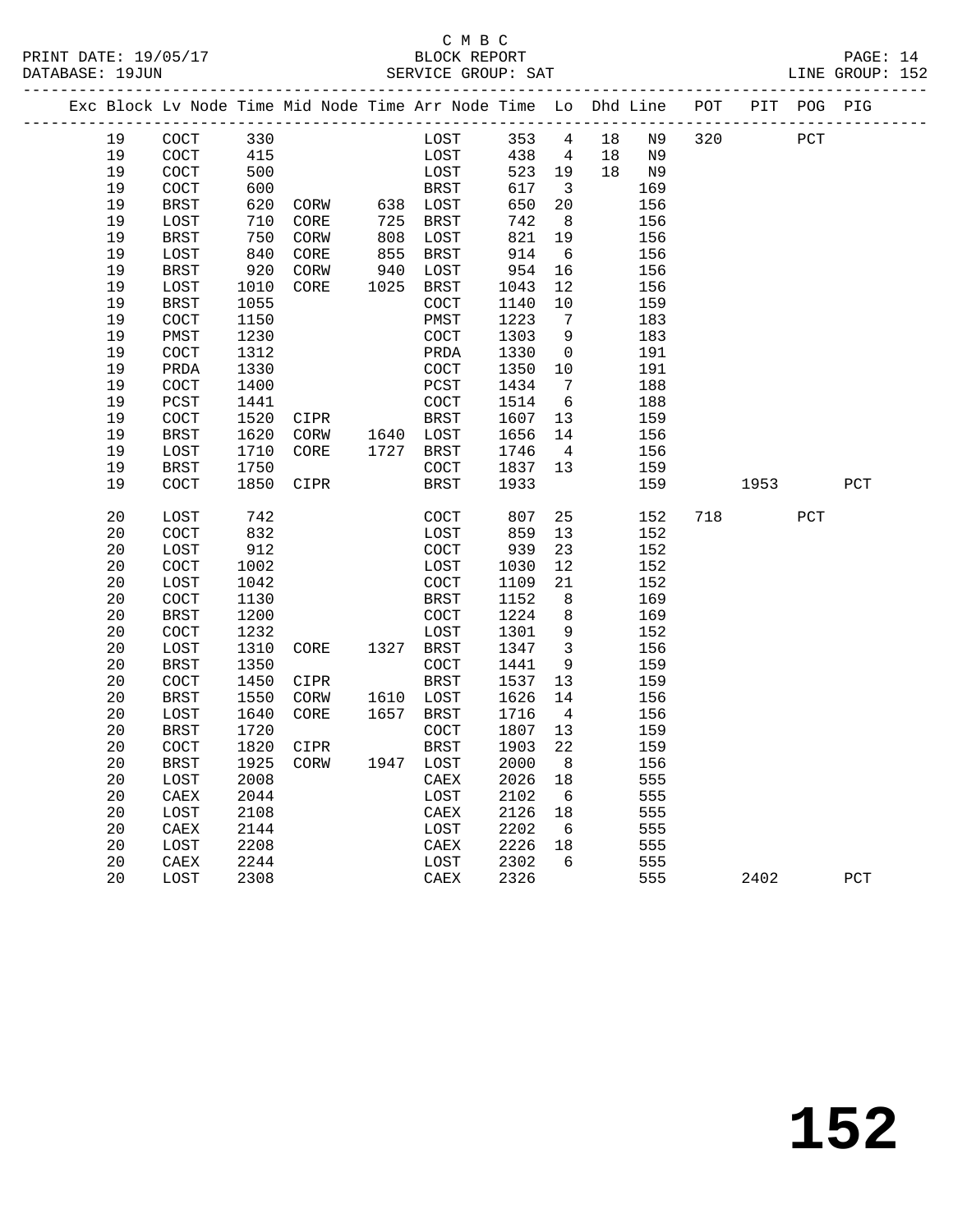C M B C
BLOCK REPORT
SERVICE GROUP: SAT

PRINT DATE: 19/05/17
DATABASE: 19JUN
LINE GROUP: 152

| Exc | Block | Lv | Node | Time | Mid Node | Time | Arr Node | Time | Lo | Dhd | Line | POT | PIT | POG | PIG |
|---|---|---|---|---|---|---|---|---|---|---|---|---|---|---|---|
| | 19 | | COCT | 330 | | | LOST | 353 | 4 | 18 | N9 | 320 | | PCT | |
| | 19 | | COCT | 415 | | | LOST | 438 | 4 | 18 | N9 | | | | |
| | 19 | | COCT | 500 | | | LOST | 523 | 19 | 18 | N9 | | | | |
| | 19 | | COCT | 600 | | | BRST | 617 | 3 | | 169 | | | | |
| | 19 | | BRST | 620 | CORW | 638 | LOST | 650 | 20 | | 156 | | | | |
| | 19 | | LOST | 710 | CORE | 725 | BRST | 742 | 8 | | 156 | | | | |
| | 19 | | BRST | 750 | CORW | 808 | LOST | 821 | 19 | | 156 | | | | |
| | 19 | | LOST | 840 | CORE | 855 | BRST | 914 | 6 | | 156 | | | | |
| | 19 | | BRST | 920 | CORW | 940 | LOST | 954 | 16 | | 156 | | | | |
| | 19 | | LOST | 1010 | CORE | 1025 | BRST | 1043 | 12 | | 156 | | | | |
| | 19 | | BRST | 1055 | | | COCT | 1140 | 10 | | 159 | | | | |
| | 19 | | COCT | 1150 | | | PMST | 1223 | 7 | | 183 | | | | |
| | 19 | | PMST | 1230 | | | COCT | 1303 | 9 | | 183 | | | | |
| | 19 | | COCT | 1312 | | | PRDA | 1330 | 0 | | 191 | | | | |
| | 19 | | PRDA | 1330 | | | COCT | 1350 | 10 | | 191 | | | | |
| | 19 | | COCT | 1400 | | | PCST | 1434 | 7 | | 188 | | | | |
| | 19 | | PCST | 1441 | | | COCT | 1514 | 6 | | 188 | | | | |
| | 19 | | COCT | 1520 | CIPR | | BRST | 1607 | 13 | | 159 | | | | |
| | 19 | | BRST | 1620 | CORW | 1640 | LOST | 1656 | 14 | | 156 | | | | |
| | 19 | | LOST | 1710 | CORE | 1727 | BRST | 1746 | 4 | | 156 | | | | |
| | 19 | | BRST | 1750 | | | COCT | 1837 | 13 | | 159 | | | | |
| | 19 | | COCT | 1850 | CIPR | | BRST | 1933 | | | 159 | | 1953 | | PCT |
| | 20 | | LOST | 742 | | | COCT | 807 | 25 | | 152 | 718 | | PCT | |
| | 20 | | COCT | 832 | | | LOST | 859 | 13 | | 152 | | | | |
| | 20 | | LOST | 912 | | | COCT | 939 | 23 | | 152 | | | | |
| | 20 | | COCT | 1002 | | | LOST | 1030 | 12 | | 152 | | | | |
| | 20 | | LOST | 1042 | | | COCT | 1109 | 21 | | 152 | | | | |
| | 20 | | COCT | 1130 | | | BRST | 1152 | 8 | | 169 | | | | |
| | 20 | | BRST | 1200 | | | COCT | 1224 | 8 | | 169 | | | | |
| | 20 | | COCT | 1232 | | | LOST | 1301 | 9 | | 152 | | | | |
| | 20 | | LOST | 1310 | CORE | 1327 | BRST | 1347 | 3 | | 156 | | | | |
| | 20 | | BRST | 1350 | | | COCT | 1441 | 9 | | 159 | | | | |
| | 20 | | COCT | 1450 | CIPR | | BRST | 1537 | 13 | | 159 | | | | |
| | 20 | | BRST | 1550 | CORW | 1610 | LOST | 1626 | 14 | | 156 | | | | |
| | 20 | | LOST | 1640 | CORE | 1657 | BRST | 1716 | 4 | | 156 | | | | |
| | 20 | | BRST | 1720 | | | COCT | 1807 | 13 | | 159 | | | | |
| | 20 | | COCT | 1820 | CIPR | | BRST | 1903 | 22 | | 159 | | | | |
| | 20 | | BRST | 1925 | CORW | 1947 | LOST | 2000 | 8 | | 156 | | | | |
| | 20 | | LOST | 2008 | | | CAEX | 2026 | 18 | | 555 | | | | |
| | 20 | | CAEX | 2044 | | | LOST | 2102 | 6 | | 555 | | | | |
| | 20 | | LOST | 2108 | | | CAEX | 2126 | 18 | | 555 | | | | |
| | 20 | | CAEX | 2144 | | | LOST | 2202 | 6 | | 555 | | | | |
| | 20 | | LOST | 2208 | | | CAEX | 2226 | 18 | | 555 | | | | |
| | 20 | | CAEX | 2244 | | | LOST | 2302 | 6 | | 555 | | | | |
| | 20 | | LOST | 2308 | | | CAEX | 2326 | | | 555 | | 2402 | | PCT |

# 152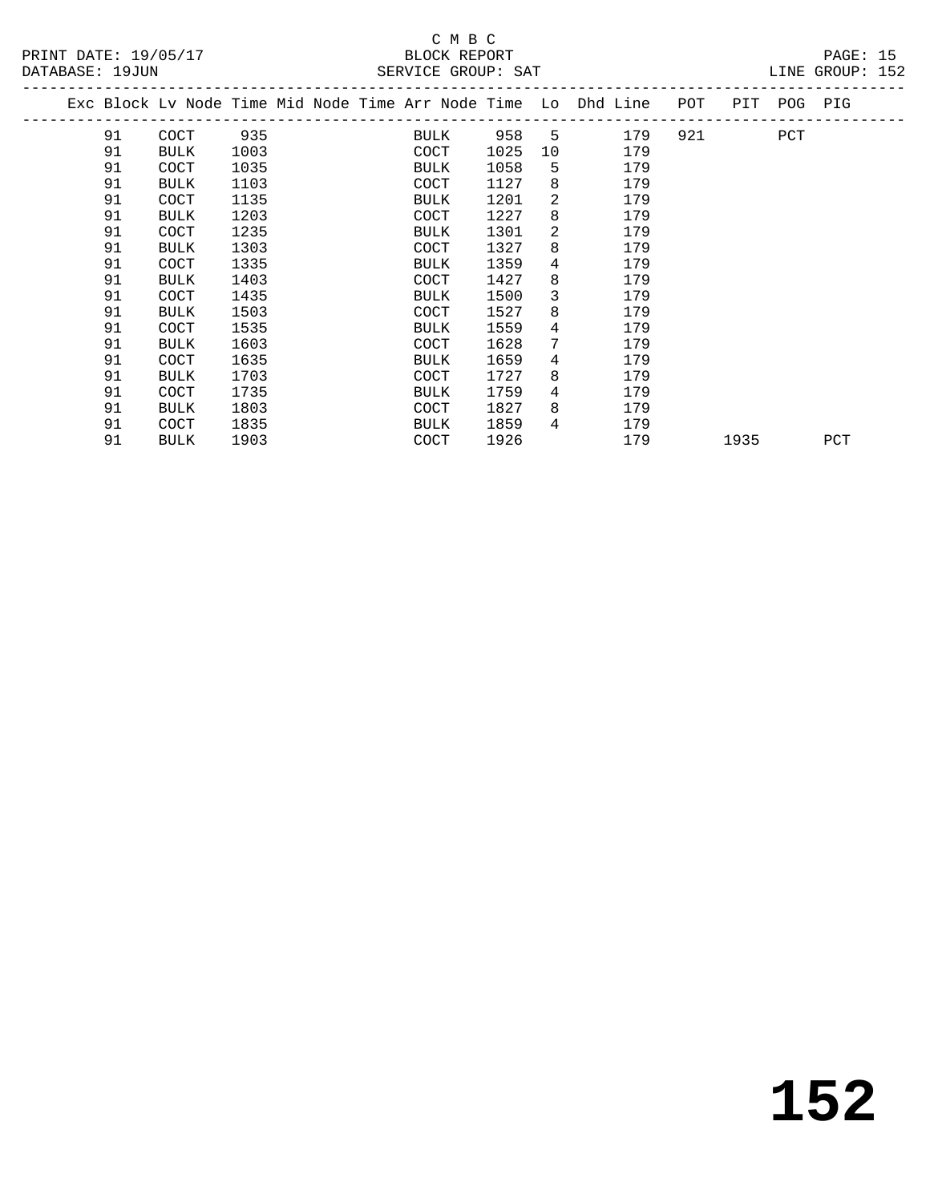C M B C
BLOCK REPORT
SERVICE GROUP: SAT

PRINT DATE: 19/05/17
DATABASE: 19JUN
LINE GROUP: 152

| Exc | Block | Lv Node | Time | Mid Node | Time | Arr Node | Time | Lo | Dhd Line | POT | PIT | POG | PIG |
|---|---|---|---|---|---|---|---|---|---|---|---|---|---|
| | 91 | COCT | 935 | | | BULK | 958 | 5 | 179 | 921 | | PCT | |
| | 91 | BULK | 1003 | | | COCT | 1025 | 10 | 179 | | | | |
| | 91 | COCT | 1035 | | | BULK | 1058 | 5 | 179 | | | | |
| | 91 | BULK | 1103 | | | COCT | 1127 | 8 | 179 | | | | |
| | 91 | COCT | 1135 | | | BULK | 1201 | 2 | 179 | | | | |
| | 91 | BULK | 1203 | | | COCT | 1227 | 8 | 179 | | | | |
| | 91 | COCT | 1235 | | | BULK | 1301 | 2 | 179 | | | | |
| | 91 | BULK | 1303 | | | COCT | 1327 | 8 | 179 | | | | |
| | 91 | COCT | 1335 | | | BULK | 1359 | 4 | 179 | | | | |
| | 91 | BULK | 1403 | | | COCT | 1427 | 8 | 179 | | | | |
| | 91 | COCT | 1435 | | | BULK | 1500 | 3 | 179 | | | | |
| | 91 | BULK | 1503 | | | COCT | 1527 | 8 | 179 | | | | |
| | 91 | COCT | 1535 | | | BULK | 1559 | 4 | 179 | | | | |
| | 91 | BULK | 1603 | | | COCT | 1628 | 7 | 179 | | | | |
| | 91 | COCT | 1635 | | | BULK | 1659 | 4 | 179 | | | | |
| | 91 | BULK | 1703 | | | COCT | 1727 | 8 | 179 | | | | |
| | 91 | COCT | 1735 | | | BULK | 1759 | 4 | 179 | | | | |
| | 91 | BULK | 1803 | | | COCT | 1827 | 8 | 179 | | | | |
| | 91 | COCT | 1835 | | | BULK | 1859 | 4 | 179 | | | | |
| | 91 | BULK | 1903 | | | COCT | 1926 | | 179 | | 1935 | | PCT |

# 152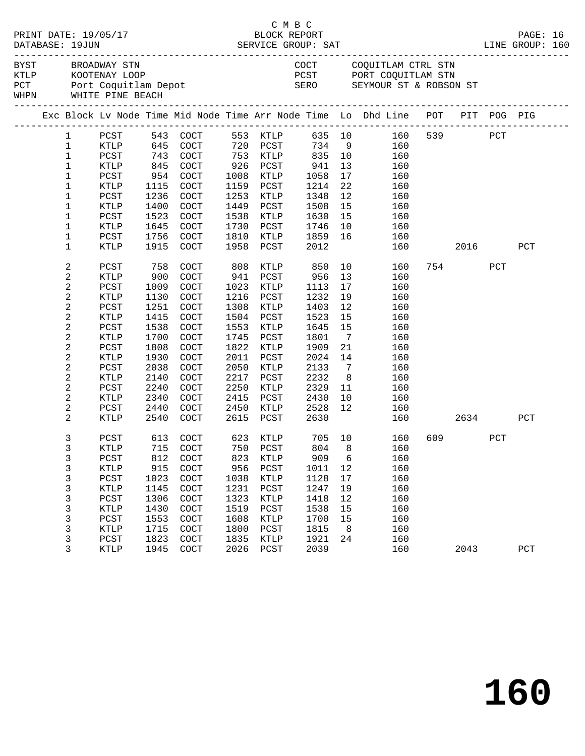C M B C

PRINT DATE: 19/05/17 BLOCK REPORT
DATABASE: 19JUN SERVICE GROUP: SAT LINE GROUP: 160

| Code | Name | Code | Name |
|---|---|---|---|
| BYST | BROADWAY STN | COCT | COQUITLAM CTRL STN |
| KTLP | KOOTENAY LOOP | PCST | PORT COQUITLAM STN |
| PCT | Port Coquitlam Depot | SERO | SEYMOUR ST & ROBSON ST |
| WHPN | WHITE PINE BEACH | | |

| Exc | Block | Lv | Node | Time | Mid Node | Time | Arr Node | Time | Lo | Dhd | Line | POT | PIT | POG | PIG |
|---|---|---|---|---|---|---|---|---|---|---|---|---|---|---|---|
| | 1 | | PCST | 543 | COCT | 553 | KTLP | 635 | 10 | | 160 | 539 | | PCT | |
| | 1 | | KTLP | 645 | COCT | 720 | PCST | 734 | 9 | | 160 | | | | |
| | 1 | | PCST | 743 | COCT | 753 | KTLP | 835 | 10 | | 160 | | | | |
| | 1 | | KTLP | 845 | COCT | 926 | PCST | 941 | 13 | | 160 | | | | |
| | 1 | | PCST | 954 | COCT | 1008 | KTLP | 1058 | 17 | | 160 | | | | |
| | 1 | | KTLP | 1115 | COCT | 1159 | PCST | 1214 | 22 | | 160 | | | | |
| | 1 | | PCST | 1236 | COCT | 1253 | KTLP | 1348 | 12 | | 160 | | | | |
| | 1 | | KTLP | 1400 | COCT | 1449 | PCST | 1508 | 15 | | 160 | | | | |
| | 1 | | PCST | 1523 | COCT | 1538 | KTLP | 1630 | 15 | | 160 | | | | |
| | 1 | | KTLP | 1645 | COCT | 1730 | PCST | 1746 | 10 | | 160 | | | | |
| | 1 | | PCST | 1756 | COCT | 1810 | KTLP | 1859 | 16 | | 160 | | | | |
| | 1 | | KTLP | 1915 | COCT | 1958 | PCST | 2012 | | | 160 | | 2016 | | PCT |
| | 2 | | PCST | 758 | COCT | 808 | KTLP | 850 | 10 | | 160 | 754 | | PCT | |
| | 2 | | KTLP | 900 | COCT | 941 | PCST | 956 | 13 | | 160 | | | | |
| | 2 | | PCST | 1009 | COCT | 1023 | KTLP | 1113 | 17 | | 160 | | | | |
| | 2 | | KTLP | 1130 | COCT | 1216 | PCST | 1232 | 19 | | 160 | | | | |
| | 2 | | PCST | 1251 | COCT | 1308 | KTLP | 1403 | 12 | | 160 | | | | |
| | 2 | | KTLP | 1415 | COCT | 1504 | PCST | 1523 | 15 | | 160 | | | | |
| | 2 | | PCST | 1538 | COCT | 1553 | KTLP | 1645 | 15 | | 160 | | | | |
| | 2 | | KTLP | 1700 | COCT | 1745 | PCST | 1801 | 7 | | 160 | | | | |
| | 2 | | PCST | 1808 | COCT | 1822 | KTLP | 1909 | 21 | | 160 | | | | |
| | 2 | | KTLP | 1930 | COCT | 2011 | PCST | 2024 | 14 | | 160 | | | | |
| | 2 | | PCST | 2038 | COCT | 2050 | KTLP | 2133 | 7 | | 160 | | | | |
| | 2 | | KTLP | 2140 | COCT | 2217 | PCST | 2232 | 8 | | 160 | | | | |
| | 2 | | PCST | 2240 | COCT | 2250 | KTLP | 2329 | 11 | | 160 | | | | |
| | 2 | | KTLP | 2340 | COCT | 2415 | PCST | 2430 | 10 | | 160 | | | | |
| | 2 | | PCST | 2440 | COCT | 2450 | KTLP | 2528 | 12 | | 160 | | | | |
| | 2 | | KTLP | 2540 | COCT | 2615 | PCST | 2630 | | | 160 | | 2634 | | PCT |
| | 3 | | PCST | 613 | COCT | 623 | KTLP | 705 | 10 | | 160 | 609 | | PCT | |
| | 3 | | KTLP | 715 | COCT | 750 | PCST | 804 | 8 | | 160 | | | | |
| | 3 | | PCST | 812 | COCT | 823 | KTLP | 909 | 6 | | 160 | | | | |
| | 3 | | KTLP | 915 | COCT | 956 | PCST | 1011 | 12 | | 160 | | | | |
| | 3 | | PCST | 1023 | COCT | 1038 | KTLP | 1128 | 17 | | 160 | | | | |
| | 3 | | KTLP | 1145 | COCT | 1231 | PCST | 1247 | 19 | | 160 | | | | |
| | 3 | | PCST | 1306 | COCT | 1323 | KTLP | 1418 | 12 | | 160 | | | | |
| | 3 | | KTLP | 1430 | COCT | 1519 | PCST | 1538 | 15 | | 160 | | | | |
| | 3 | | PCST | 1553 | COCT | 1608 | KTLP | 1700 | 15 | | 160 | | | | |
| | 3 | | KTLP | 1715 | COCT | 1800 | PCST | 1815 | 8 | | 160 | | | | |
| | 3 | | PCST | 1823 | COCT | 1835 | KTLP | 1921 | 24 | | 160 | | | | |
| | 3 | | KTLP | 1945 | COCT | 2026 | PCST | 2039 | | | 160 | | 2043 | | PCT |

# 160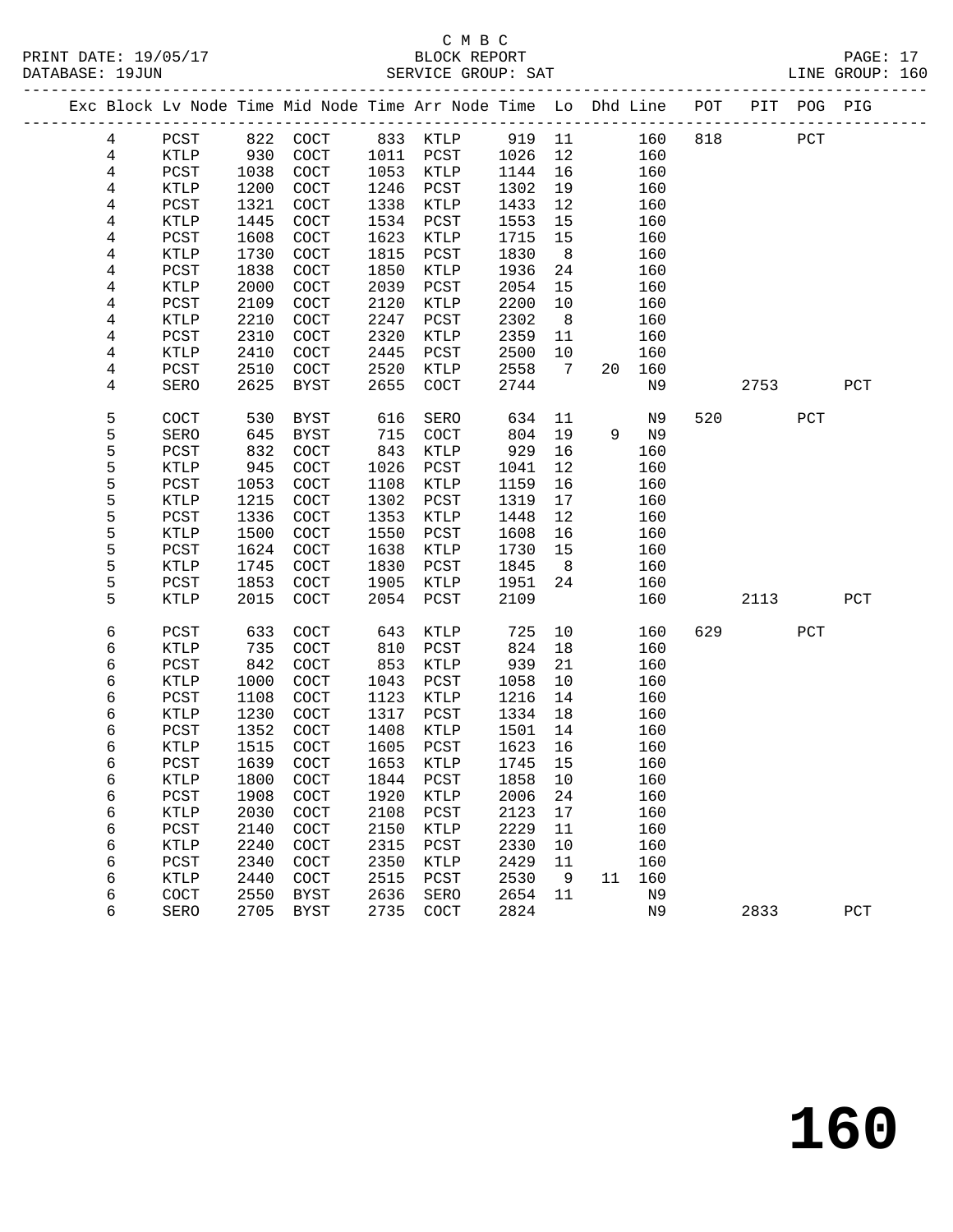C M B C

BLOCK REPORT

SERVICE GROUP: SAT

| Exc | Block | Lv | Node | Time | Mid Node | Time | Arr Node | Time | Lo | Dhd | Line | POT | PIT | POG | PIG |
|---|---|---|---|---|---|---|---|---|---|---|---|---|---|---|---|
| | 4 | | PCST | 822 | COCT | 833 | KTLP | 919 | 11 | | 160 | 818 | | PCT | |
| | 4 | | KTLP | 930 | COCT | 1011 | PCST | 1026 | 12 | | 160 | | | | |
| | 4 | | PCST | 1038 | COCT | 1053 | KTLP | 1144 | 16 | | 160 | | | | |
| | 4 | | KTLP | 1200 | COCT | 1246 | PCST | 1302 | 19 | | 160 | | | | |
| | 4 | | PCST | 1321 | COCT | 1338 | KTLP | 1433 | 12 | | 160 | | | | |
| | 4 | | KTLP | 1445 | COCT | 1534 | PCST | 1553 | 15 | | 160 | | | | |
| | 4 | | PCST | 1608 | COCT | 1623 | KTLP | 1715 | 15 | | 160 | | | | |
| | 4 | | KTLP | 1730 | COCT | 1815 | PCST | 1830 | 8 | | 160 | | | | |
| | 4 | | PCST | 1838 | COCT | 1850 | KTLP | 1936 | 24 | | 160 | | | | |
| | 4 | | KTLP | 2000 | COCT | 2039 | PCST | 2054 | 15 | | 160 | | | | |
| | 4 | | PCST | 2109 | COCT | 2120 | KTLP | 2200 | 10 | | 160 | | | | |
| | 4 | | KTLP | 2210 | COCT | 2247 | PCST | 2302 | 8 | | 160 | | | | |
| | 4 | | PCST | 2310 | COCT | 2320 | KTLP | 2359 | 11 | | 160 | | | | |
| | 4 | | KTLP | 2410 | COCT | 2445 | PCST | 2500 | 10 | | 160 | | | | |
| | 4 | | PCST | 2510 | COCT | 2520 | KTLP | 2558 | 7 | 20 | 160 | | | | |
| | 4 | | SERO | 2625 | BYST | 2655 | COCT | 2744 | | | N9 | | 2753 | | PCT |
| | 5 | | COCT | 530 | BYST | 616 | SERO | 634 | 11 | | N9 | 520 | | PCT | |
| | 5 | | SERO | 645 | BYST | 715 | COCT | 804 | 19 | 9 | N9 | | | | |
| | 5 | | PCST | 832 | COCT | 843 | KTLP | 929 | 16 | | 160 | | | | |
| | 5 | | KTLP | 945 | COCT | 1026 | PCST | 1041 | 12 | | 160 | | | | |
| | 5 | | PCST | 1053 | COCT | 1108 | KTLP | 1159 | 16 | | 160 | | | | |
| | 5 | | KTLP | 1215 | COCT | 1302 | PCST | 1319 | 17 | | 160 | | | | |
| | 5 | | PCST | 1336 | COCT | 1353 | KTLP | 1448 | 12 | | 160 | | | | |
| | 5 | | KTLP | 1500 | COCT | 1550 | PCST | 1608 | 16 | | 160 | | | | |
| | 5 | | PCST | 1624 | COCT | 1638 | KTLP | 1730 | 15 | | 160 | | | | |
| | 5 | | KTLP | 1745 | COCT | 1830 | PCST | 1845 | 8 | | 160 | | | | |
| | 5 | | PCST | 1853 | COCT | 1905 | KTLP | 1951 | 24 | | 160 | | | | |
| | 5 | | KTLP | 2015 | COCT | 2054 | PCST | 2109 | | | 160 | | 2113 | | PCT |
| | 6 | | PCST | 633 | COCT | 643 | KTLP | 725 | 10 | | 160 | 629 | | PCT | |
| | 6 | | KTLP | 735 | COCT | 810 | PCST | 824 | 18 | | 160 | | | | |
| | 6 | | PCST | 842 | COCT | 853 | KTLP | 939 | 21 | | 160 | | | | |
| | 6 | | KTLP | 1000 | COCT | 1043 | PCST | 1058 | 10 | | 160 | | | | |
| | 6 | | PCST | 1108 | COCT | 1123 | KTLP | 1216 | 14 | | 160 | | | | |
| | 6 | | KTLP | 1230 | COCT | 1317 | PCST | 1334 | 18 | | 160 | | | | |
| | 6 | | PCST | 1352 | COCT | 1408 | KTLP | 1501 | 14 | | 160 | | | | |
| | 6 | | KTLP | 1515 | COCT | 1605 | PCST | 1623 | 16 | | 160 | | | | |
| | 6 | | PCST | 1639 | COCT | 1653 | KTLP | 1745 | 15 | | 160 | | | | |
| | 6 | | KTLP | 1800 | COCT | 1844 | PCST | 1858 | 10 | | 160 | | | | |
| | 6 | | PCST | 1908 | COCT | 1920 | KTLP | 2006 | 24 | | 160 | | | | |
| | 6 | | KTLP | 2030 | COCT | 2108 | PCST | 2123 | 17 | | 160 | | | | |
| | 6 | | PCST | 2140 | COCT | 2150 | KTLP | 2229 | 11 | | 160 | | | | |
| | 6 | | KTLP | 2240 | COCT | 2315 | PCST | 2330 | 10 | | 160 | | | | |
| | 6 | | PCST | 2340 | COCT | 2350 | KTLP | 2429 | 11 | | 160 | | | | |
| | 6 | | KTLP | 2440 | COCT | 2515 | PCST | 2530 | 9 | 11 | 160 | | | | |
| | 6 | | COCT | 2550 | BYST | 2636 | SERO | 2654 | 11 | | N9 | | | | |
| | 6 | | SERO | 2705 | BYST | 2735 | COCT | 2824 | | | N9 | | 2833 | | PCT |

# 160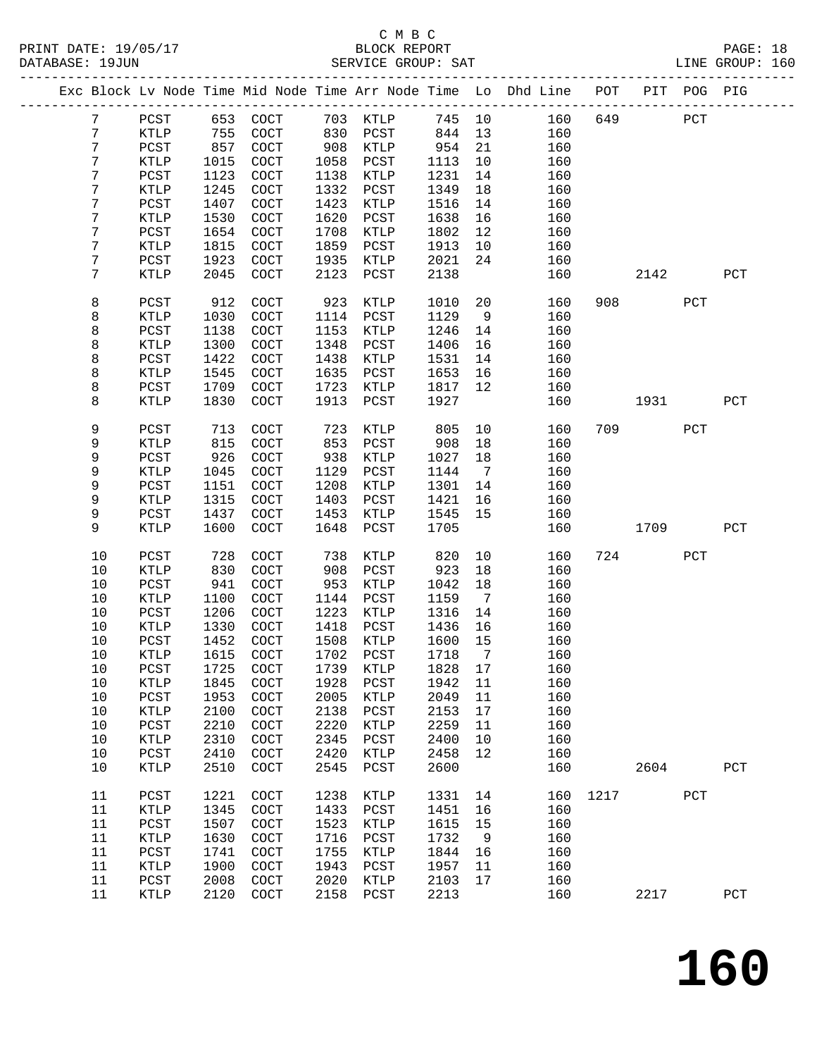C M B C

PRINT DATE: 19/05/17 BLOCK REPORT

DATABASE: 19JUN SERVICE GROUP: SAT LINE GROUP: 160

| Exc | Block | Lv Node | Time | Mid Node | Time | Arr Node | Time | Lo | Dhd Line | POT | PIT | POG | PIG |
|---|---|---|---|---|---|---|---|---|---|---|---|---|---|
| | 7 | PCST | 653 | COCT | 703 | KTLP | 745 | 10 | 160 | 649 | | PCT | |
| | 7 | KTLP | 755 | COCT | 830 | PCST | 844 | 13 | 160 | | | | |
| | 7 | PCST | 857 | COCT | 908 | KTLP | 954 | 21 | 160 | | | | |
| | 7 | KTLP | 1015 | COCT | 1058 | PCST | 1113 | 10 | 160 | | | | |
| | 7 | PCST | 1123 | COCT | 1138 | KTLP | 1231 | 14 | 160 | | | | |
| | 7 | KTLP | 1245 | COCT | 1332 | PCST | 1349 | 18 | 160 | | | | |
| | 7 | PCST | 1407 | COCT | 1423 | KTLP | 1516 | 14 | 160 | | | | |
| | 7 | KTLP | 1530 | COCT | 1620 | PCST | 1638 | 16 | 160 | | | | |
| | 7 | PCST | 1654 | COCT | 1708 | KTLP | 1802 | 12 | 160 | | | | |
| | 7 | KTLP | 1815 | COCT | 1859 | PCST | 1913 | 10 | 160 | | | | |
| | 7 | PCST | 1923 | COCT | 1935 | KTLP | 2021 | 24 | 160 | | | | |
| | 7 | KTLP | 2045 | COCT | 2123 | PCST | 2138 | | 160 | | 2142 | | PCT |
| | 8 | PCST | 912 | COCT | 923 | KTLP | 1010 | 20 | 160 | 908 | | PCT | |
| | 8 | KTLP | 1030 | COCT | 1114 | PCST | 1129 | 9 | 160 | | | | |
| | 8 | PCST | 1138 | COCT | 1153 | KTLP | 1246 | 14 | 160 | | | | |
| | 8 | KTLP | 1300 | COCT | 1348 | PCST | 1406 | 16 | 160 | | | | |
| | 8 | PCST | 1422 | COCT | 1438 | KTLP | 1531 | 14 | 160 | | | | |
| | 8 | KTLP | 1545 | COCT | 1635 | PCST | 1653 | 16 | 160 | | | | |
| | 8 | PCST | 1709 | COCT | 1723 | KTLP | 1817 | 12 | 160 | | | | |
| | 8 | KTLP | 1830 | COCT | 1913 | PCST | 1927 | | 160 | | 1931 | | PCT |
| | 9 | PCST | 713 | COCT | 723 | KTLP | 805 | 10 | 160 | 709 | | PCT | |
| | 9 | KTLP | 815 | COCT | 853 | PCST | 908 | 18 | 160 | | | | |
| | 9 | PCST | 926 | COCT | 938 | KTLP | 1027 | 18 | 160 | | | | |
| | 9 | KTLP | 1045 | COCT | 1129 | PCST | 1144 | 7 | 160 | | | | |
| | 9 | PCST | 1151 | COCT | 1208 | KTLP | 1301 | 14 | 160 | | | | |
| | 9 | KTLP | 1315 | COCT | 1403 | PCST | 1421 | 16 | 160 | | | | |
| | 9 | PCST | 1437 | COCT | 1453 | KTLP | 1545 | 15 | 160 | | | | |
| | 9 | KTLP | 1600 | COCT | 1648 | PCST | 1705 | | 160 | | 1709 | | PCT |
| | 10 | PCST | 728 | COCT | 738 | KTLP | 820 | 10 | 160 | 724 | | PCT | |
| | 10 | KTLP | 830 | COCT | 908 | PCST | 923 | 18 | 160 | | | | |
| | 10 | PCST | 941 | COCT | 953 | KTLP | 1042 | 18 | 160 | | | | |
| | 10 | KTLP | 1100 | COCT | 1144 | PCST | 1159 | 7 | 160 | | | | |
| | 10 | PCST | 1206 | COCT | 1223 | KTLP | 1316 | 14 | 160 | | | | |
| | 10 | KTLP | 1330 | COCT | 1418 | PCST | 1436 | 16 | 160 | | | | |
| | 10 | PCST | 1452 | COCT | 1508 | KTLP | 1600 | 15 | 160 | | | | |
| | 10 | KTLP | 1615 | COCT | 1702 | PCST | 1718 | 7 | 160 | | | | |
| | 10 | PCST | 1725 | COCT | 1739 | KTLP | 1828 | 17 | 160 | | | | |
| | 10 | KTLP | 1845 | COCT | 1928 | PCST | 1942 | 11 | 160 | | | | |
| | 10 | PCST | 1953 | COCT | 2005 | KTLP | 2049 | 11 | 160 | | | | |
| | 10 | KTLP | 2100 | COCT | 2138 | PCST | 2153 | 17 | 160 | | | | |
| | 10 | PCST | 2210 | COCT | 2220 | KTLP | 2259 | 11 | 160 | | | | |
| | 10 | KTLP | 2310 | COCT | 2345 | PCST | 2400 | 10 | 160 | | | | |
| | 10 | PCST | 2410 | COCT | 2420 | KTLP | 2458 | 12 | 160 | | | | |
| | 10 | KTLP | 2510 | COCT | 2545 | PCST | 2600 | | 160 | | 2604 | | PCT |
| | 11 | PCST | 1221 | COCT | 1238 | KTLP | 1331 | 14 | 160 | 1217 | | PCT | |
| | 11 | KTLP | 1345 | COCT | 1433 | PCST | 1451 | 16 | 160 | | | | |
| | 11 | PCST | 1507 | COCT | 1523 | KTLP | 1615 | 15 | 160 | | | | |
| | 11 | KTLP | 1630 | COCT | 1716 | PCST | 1732 | 9 | 160 | | | | |
| | 11 | PCST | 1741 | COCT | 1755 | KTLP | 1844 | 16 | 160 | | | | |
| | 11 | KTLP | 1900 | COCT | 1943 | PCST | 1957 | 11 | 160 | | | | |
| | 11 | PCST | 2008 | COCT | 2020 | KTLP | 2103 | 17 | 160 | | | | |
| | 11 | KTLP | 2120 | COCT | 2158 | PCST | 2213 | | 160 | | 2217 | | PCT |

# 160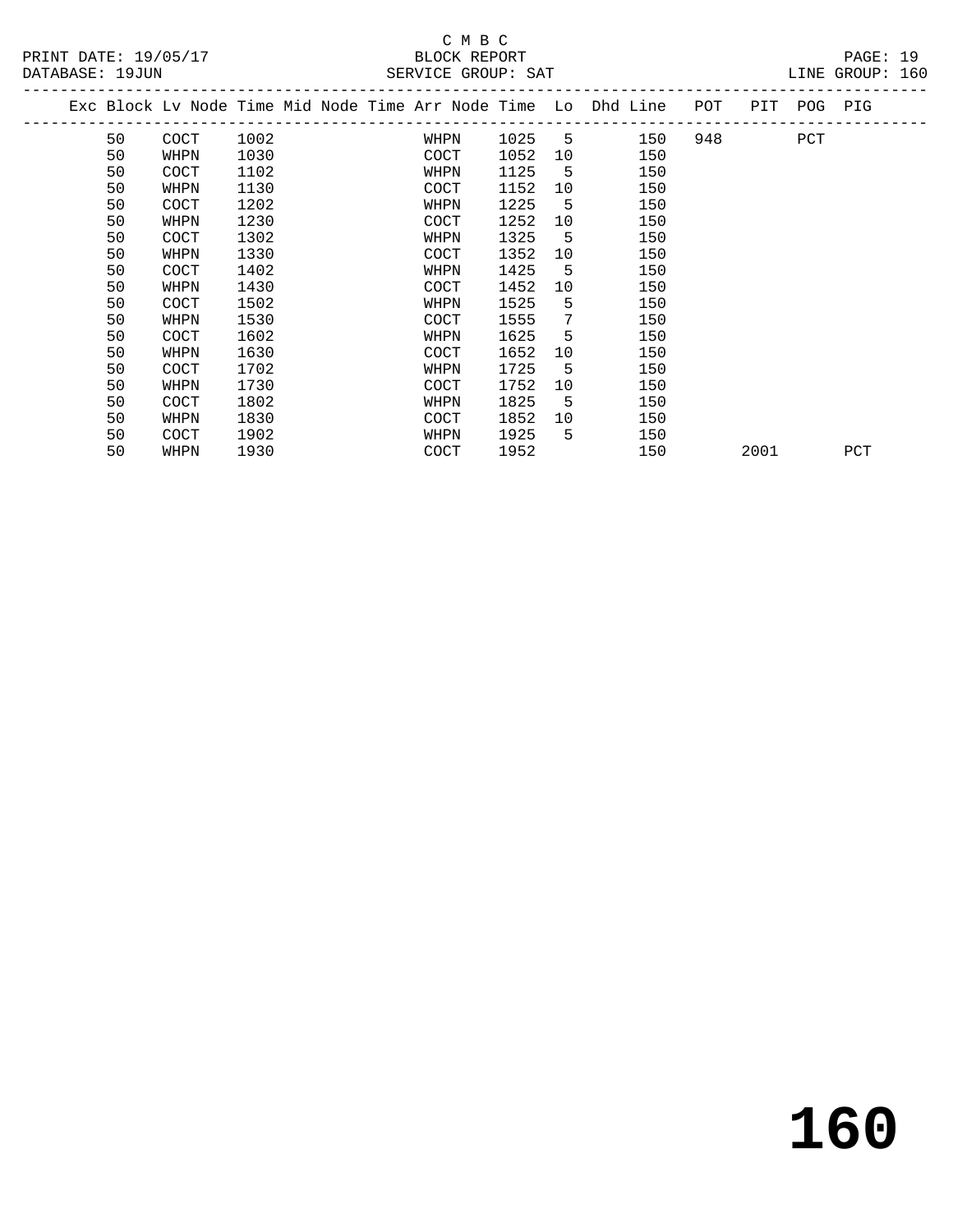C M B C
PRINT DATE: 19/05/17 BLOCK REPORT
DATABASE: 19JUN SERVICE GROUP: SAT LINE GROUP: 160

| Exc | Block | Lv | Node | Time | Mid Node | Time | Arr Node | Time | Lo | Dhd Line | POT | PIT | POG | PIG |
|---|---|---|---|---|---|---|---|---|---|---|---|---|---|---|
| | 50 | | COCT | 1002 | | | WHPN | 1025 | 5 | 150 | 948 | | PCT | |
| | 50 | | WHPN | 1030 | | | COCT | 1052 | 10 | 150 | | | | |
| | 50 | | COCT | 1102 | | | WHPN | 1125 | 5 | 150 | | | | |
| | 50 | | WHPN | 1130 | | | COCT | 1152 | 10 | 150 | | | | |
| | 50 | | COCT | 1202 | | | WHPN | 1225 | 5 | 150 | | | | |
| | 50 | | WHPN | 1230 | | | COCT | 1252 | 10 | 150 | | | | |
| | 50 | | COCT | 1302 | | | WHPN | 1325 | 5 | 150 | | | | |
| | 50 | | WHPN | 1330 | | | COCT | 1352 | 10 | 150 | | | | |
| | 50 | | COCT | 1402 | | | WHPN | 1425 | 5 | 150 | | | | |
| | 50 | | WHPN | 1430 | | | COCT | 1452 | 10 | 150 | | | | |
| | 50 | | COCT | 1502 | | | WHPN | 1525 | 5 | 150 | | | | |
| | 50 | | WHPN | 1530 | | | COCT | 1555 | 7 | 150 | | | | |
| | 50 | | COCT | 1602 | | | WHPN | 1625 | 5 | 150 | | | | |
| | 50 | | WHPN | 1630 | | | COCT | 1652 | 10 | 150 | | | | |
| | 50 | | COCT | 1702 | | | WHPN | 1725 | 5 | 150 | | | | |
| | 50 | | WHPN | 1730 | | | COCT | 1752 | 10 | 150 | | | | |
| | 50 | | COCT | 1802 | | | WHPN | 1825 | 5 | 150 | | | | |
| | 50 | | WHPN | 1830 | | | COCT | 1852 | 10 | 150 | | | | |
| | 50 | | COCT | 1902 | | | WHPN | 1925 | 5 | 150 | | | | |
| | 50 | | WHPN | 1930 | | | COCT | 1952 | | 150 | | 2001 | | PCT |

**160**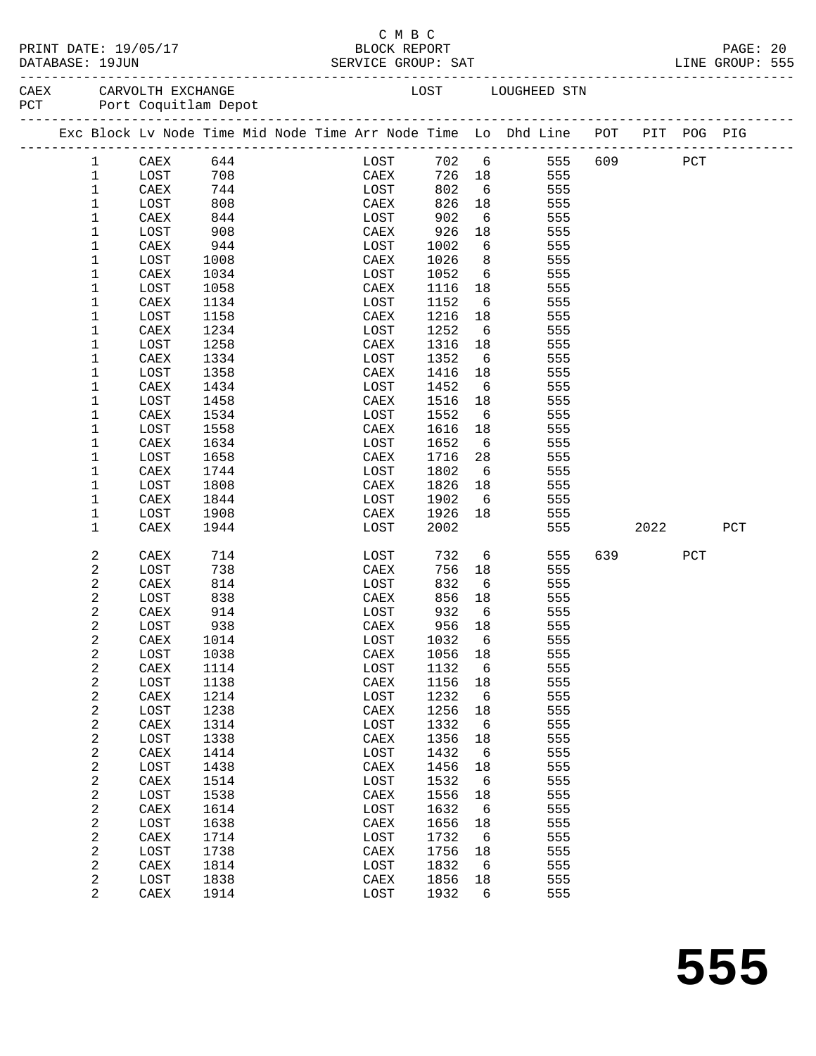C M B C

PRINT DATE: 19/05/17 BLOCK REPORT
DATABASE: 19JUN SERVICE GROUP: SAT LINE GROUP: 555

CAEX CARVOLTH EXCHANGE LOST LOUGHEED STN
PCT Port Coquitlam Depot

| Exc | Block | Lv Node | Time | Mid Node | Time | Arr Node | Time | Lo | Dhd Line | POT | PIT | POG | PIG |
|---|---|---|---|---|---|---|---|---|---|---|---|---|---|
| | 1 | CAEX | 644 | | | LOST | 702 | 6 | 555 | 609 | | PCT | |
| | 1 | LOST | 708 | | | CAEX | 726 | 18 | 555 | | | | |
| | 1 | CAEX | 744 | | | LOST | 802 | 6 | 555 | | | | |
| | 1 | LOST | 808 | | | CAEX | 826 | 18 | 555 | | | | |
| | 1 | CAEX | 844 | | | LOST | 902 | 6 | 555 | | | | |
| | 1 | LOST | 908 | | | CAEX | 926 | 18 | 555 | | | | |
| | 1 | CAEX | 944 | | | LOST | 1002 | 6 | 555 | | | | |
| | 1 | LOST | 1008 | | | CAEX | 1026 | 8 | 555 | | | | |
| | 1 | CAEX | 1034 | | | LOST | 1052 | 6 | 555 | | | | |
| | 1 | LOST | 1058 | | | CAEX | 1116 | 18 | 555 | | | | |
| | 1 | CAEX | 1134 | | | LOST | 1152 | 6 | 555 | | | | |
| | 1 | LOST | 1158 | | | CAEX | 1216 | 18 | 555 | | | | |
| | 1 | CAEX | 1234 | | | LOST | 1252 | 6 | 555 | | | | |
| | 1 | LOST | 1258 | | | CAEX | 1316 | 18 | 555 | | | | |
| | 1 | CAEX | 1334 | | | LOST | 1352 | 6 | 555 | | | | |
| | 1 | LOST | 1358 | | | CAEX | 1416 | 18 | 555 | | | | |
| | 1 | CAEX | 1434 | | | LOST | 1452 | 6 | 555 | | | | |
| | 1 | LOST | 1458 | | | CAEX | 1516 | 18 | 555 | | | | |
| | 1 | CAEX | 1534 | | | LOST | 1552 | 6 | 555 | | | | |
| | 1 | LOST | 1558 | | | CAEX | 1616 | 18 | 555 | | | | |
| | 1 | CAEX | 1634 | | | LOST | 1652 | 6 | 555 | | | | |
| | 1 | LOST | 1658 | | | CAEX | 1716 | 28 | 555 | | | | |
| | 1 | CAEX | 1744 | | | LOST | 1802 | 6 | 555 | | | | |
| | 1 | LOST | 1808 | | | CAEX | 1826 | 18 | 555 | | | | |
| | 1 | CAEX | 1844 | | | LOST | 1902 | 6 | 555 | | | | |
| | 1 | LOST | 1908 | | | CAEX | 1926 | 18 | 555 | | | | |
| | 1 | CAEX | 1944 | | | LOST | 2002 | | 555 | | 2022 | | PCT |
| | 2 | CAEX | 714 | | | LOST | 732 | 6 | 555 | 639 | | PCT | |
| | 2 | LOST | 738 | | | CAEX | 756 | 18 | 555 | | | | |
| | 2 | CAEX | 814 | | | LOST | 832 | 6 | 555 | | | | |
| | 2 | LOST | 838 | | | CAEX | 856 | 18 | 555 | | | | |
| | 2 | CAEX | 914 | | | LOST | 932 | 6 | 555 | | | | |
| | 2 | LOST | 938 | | | CAEX | 956 | 18 | 555 | | | | |
| | 2 | CAEX | 1014 | | | LOST | 1032 | 6 | 555 | | | | |
| | 2 | LOST | 1038 | | | CAEX | 1056 | 18 | 555 | | | | |
| | 2 | CAEX | 1114 | | | LOST | 1132 | 6 | 555 | | | | |
| | 2 | LOST | 1138 | | | CAEX | 1156 | 18 | 555 | | | | |
| | 2 | CAEX | 1214 | | | LOST | 1232 | 6 | 555 | | | | |
| | 2 | LOST | 1238 | | | CAEX | 1256 | 18 | 555 | | | | |
| | 2 | CAEX | 1314 | | | LOST | 1332 | 6 | 555 | | | | |
| | 2 | LOST | 1338 | | | CAEX | 1356 | 18 | 555 | | | | |
| | 2 | CAEX | 1414 | | | LOST | 1432 | 6 | 555 | | | | |
| | 2 | LOST | 1438 | | | CAEX | 1456 | 18 | 555 | | | | |
| | 2 | CAEX | 1514 | | | LOST | 1532 | 6 | 555 | | | | |
| | 2 | LOST | 1538 | | | CAEX | 1556 | 18 | 555 | | | | |
| | 2 | CAEX | 1614 | | | LOST | 1632 | 6 | 555 | | | | |
| | 2 | LOST | 1638 | | | CAEX | 1656 | 18 | 555 | | | | |
| | 2 | CAEX | 1714 | | | LOST | 1732 | 6 | 555 | | | | |
| | 2 | LOST | 1738 | | | CAEX | 1756 | 18 | 555 | | | | |
| | 2 | CAEX | 1814 | | | LOST | 1832 | 6 | 555 | | | | |
| | 2 | LOST | 1838 | | | CAEX | 1856 | 18 | 555 | | | | |
| | 2 | CAEX | 1914 | | | LOST | 1932 | 6 | 555 | | | | |

555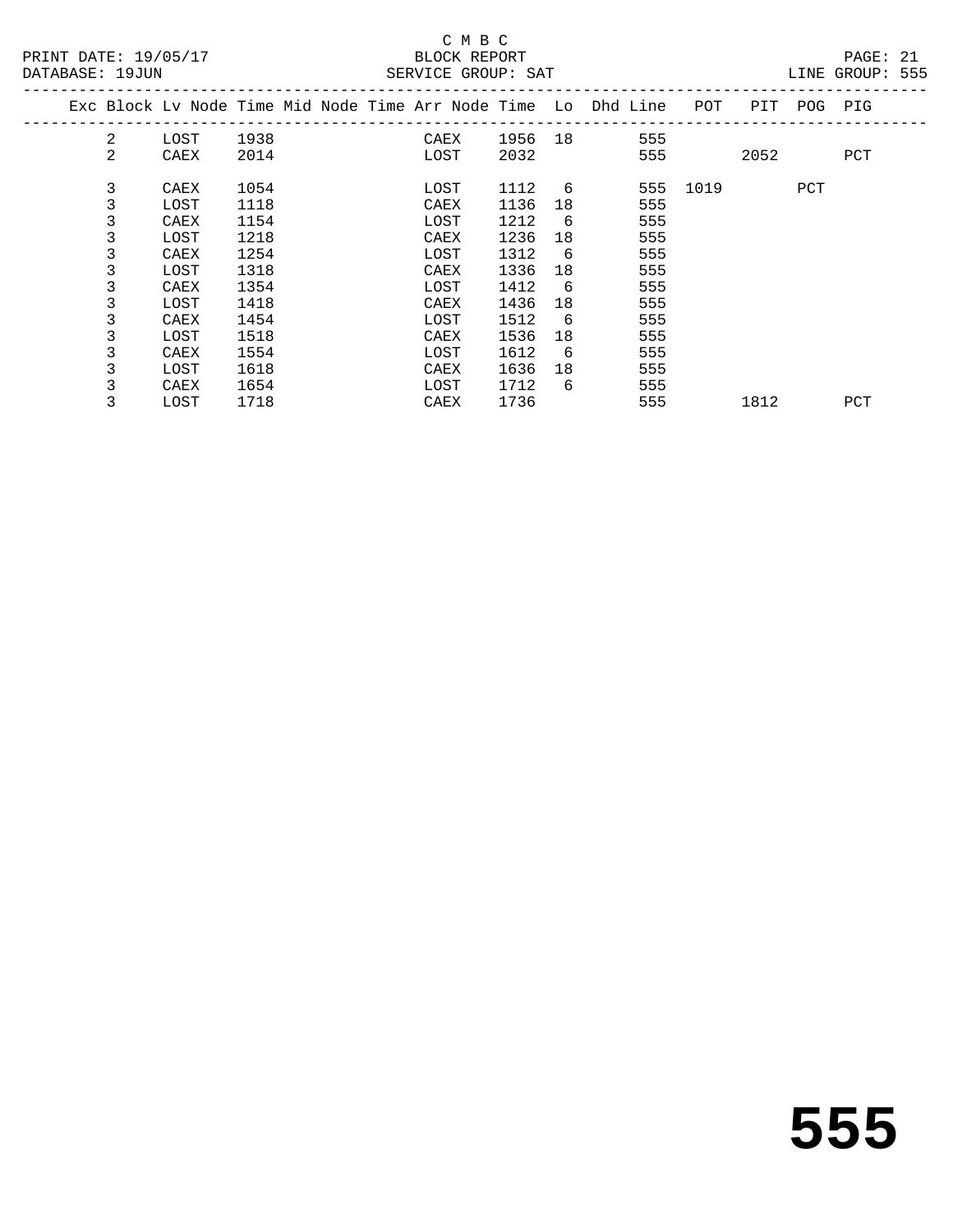C M B C

BLOCK REPORT

PRINT DATE: 19/05/17

DATABASE: 19JUN

SERVICE GROUP: SAT

LINE GROUP: 555

| Exc | Block | Lv Node | Time | Mid Node | Time | Arr Node | Time | Lo | Dhd Line | POT | PIT | POG | PIG |
|---|---|---|---|---|---|---|---|---|---|---|---|---|---|
| | 2 | LOST | 1938 | | | CAEX | 1956 | 18 | 555 | | | | |
| | 2 | CAEX | 2014 | | | LOST | 2032 | | 555 | | 2052 | | PCT |
| | 3 | CAEX | 1054 | | | LOST | 1112 | 6 | 555 | 1019 | | PCT | |
| | 3 | LOST | 1118 | | | CAEX | 1136 | 18 | 555 | | | | |
| | 3 | CAEX | 1154 | | | LOST | 1212 | 6 | 555 | | | | |
| | 3 | LOST | 1218 | | | CAEX | 1236 | 18 | 555 | | | | |
| | 3 | CAEX | 1254 | | | LOST | 1312 | 6 | 555 | | | | |
| | 3 | LOST | 1318 | | | CAEX | 1336 | 18 | 555 | | | | |
| | 3 | CAEX | 1354 | | | LOST | 1412 | 6 | 555 | | | | |
| | 3 | LOST | 1418 | | | CAEX | 1436 | 18 | 555 | | | | |
| | 3 | CAEX | 1454 | | | LOST | 1512 | 6 | 555 | | | | |
| | 3 | LOST | 1518 | | | CAEX | 1536 | 18 | 555 | | | | |
| | 3 | CAEX | 1554 | | | LOST | 1612 | 6 | 555 | | | | |
| | 3 | LOST | 1618 | | | CAEX | 1636 | 18 | 555 | | | | |
| | 3 | CAEX | 1654 | | | LOST | 1712 | 6 | 555 | | | | |
| | 3 | LOST | 1718 | | | CAEX | 1736 | | 555 | | 1812 | | PCT |

# 555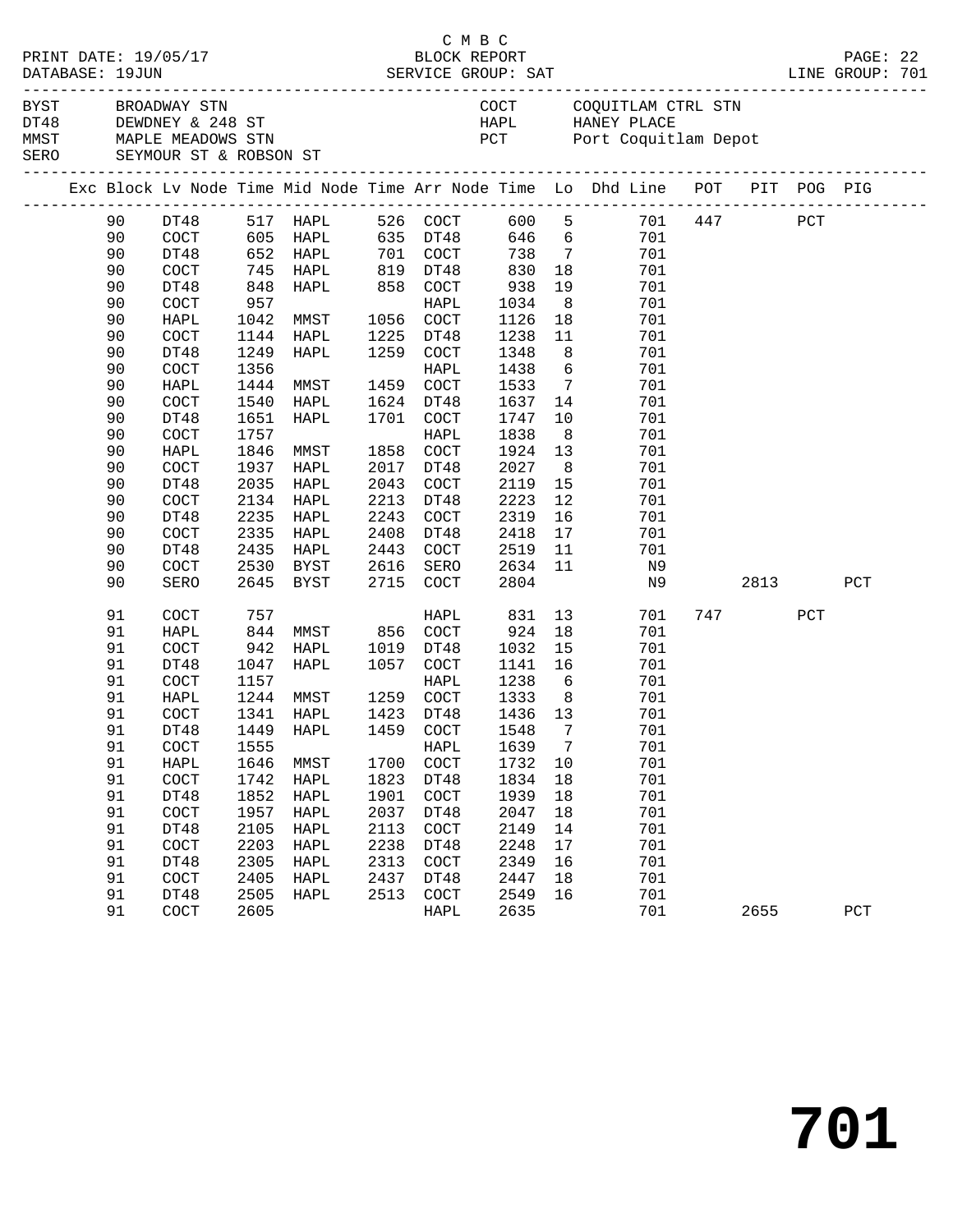C M B C
BLOCK REPORT
SERVICE GROUP: SAT

PRINT DATE: 19/05/17
DATABASE: 19JUN
LINE GROUP: 701

BYST BROADWAY STN
DT48 DEWDNEY & 248 ST
MMST MAPLE MEADOWS STN
SERO SEYMOUR ST & ROBSON ST
COCT COQUITLAM CTRL STN
HAPL HANEY PLACE
PCT Port Coquitlam Depot

| Exc | Block | Lv Node | Time | Mid Node | Time | Arr Node | Time | Lo | Dhd Line | POT | PIT | POG | PIG |
|---|---|---|---|---|---|---|---|---|---|---|---|---|---|
| | 90 | DT48 | 517 | HAPL | 526 | COCT | 600 | 5 | 701 | 447 | | PCT | |
| | 90 | COCT | 605 | HAPL | 635 | DT48 | 646 | 6 | 701 | | | | |
| | 90 | DT48 | 652 | HAPL | 701 | COCT | 738 | 7 | 701 | | | | |
| | 90 | COCT | 745 | HAPL | 819 | DT48 | 830 | 18 | 701 | | | | |
| | 90 | DT48 | 848 | HAPL | 858 | COCT | 938 | 19 | 701 | | | | |
| | 90 | COCT | 957 | | | HAPL | 1034 | 8 | 701 | | | | |
| | 90 | HAPL | 1042 | MMST | 1056 | COCT | 1126 | 18 | 701 | | | | |
| | 90 | COCT | 1144 | HAPL | 1225 | DT48 | 1238 | 11 | 701 | | | | |
| | 90 | DT48 | 1249 | HAPL | 1259 | COCT | 1348 | 8 | 701 | | | | |
| | 90 | COCT | 1356 | | | HAPL | 1438 | 6 | 701 | | | | |
| | 90 | HAPL | 1444 | MMST | 1459 | COCT | 1533 | 7 | 701 | | | | |
| | 90 | COCT | 1540 | HAPL | 1624 | DT48 | 1637 | 14 | 701 | | | | |
| | 90 | DT48 | 1651 | HAPL | 1701 | COCT | 1747 | 10 | 701 | | | | |
| | 90 | COCT | 1757 | | | HAPL | 1838 | 8 | 701 | | | | |
| | 90 | HAPL | 1846 | MMST | 1858 | COCT | 1924 | 13 | 701 | | | | |
| | 90 | COCT | 1937 | HAPL | 2017 | DT48 | 2027 | 8 | 701 | | | | |
| | 90 | DT48 | 2035 | HAPL | 2043 | COCT | 2119 | 15 | 701 | | | | |
| | 90 | COCT | 2134 | HAPL | 2213 | DT48 | 2223 | 12 | 701 | | | | |
| | 90 | DT48 | 2235 | HAPL | 2243 | COCT | 2319 | 16 | 701 | | | | |
| | 90 | COCT | 2335 | HAPL | 2408 | DT48 | 2418 | 17 | 701 | | | | |
| | 90 | DT48 | 2435 | HAPL | 2443 | COCT | 2519 | 11 | 701 | | | | |
| | 90 | COCT | 2530 | BYST | 2616 | SERO | 2634 | 11 | N9 | | | | |
| | 90 | SERO | 2645 | BYST | 2715 | COCT | 2804 | | N9 | | 2813 | | PCT |
| | 91 | COCT | 757 | | | HAPL | 831 | 13 | 701 | 747 | | PCT | |
| | 91 | HAPL | 844 | MMST | 856 | COCT | 924 | 18 | 701 | | | | |
| | 91 | COCT | 942 | HAPL | 1019 | DT48 | 1032 | 15 | 701 | | | | |
| | 91 | DT48 | 1047 | HAPL | 1057 | COCT | 1141 | 16 | 701 | | | | |
| | 91 | COCT | 1157 | | | HAPL | 1238 | 6 | 701 | | | | |
| | 91 | HAPL | 1244 | MMST | 1259 | COCT | 1333 | 8 | 701 | | | | |
| | 91 | COCT | 1341 | HAPL | 1423 | DT48 | 1436 | 13 | 701 | | | | |
| | 91 | DT48 | 1449 | HAPL | 1459 | COCT | 1548 | 7 | 701 | | | | |
| | 91 | COCT | 1555 | | | HAPL | 1639 | 7 | 701 | | | | |
| | 91 | HAPL | 1646 | MMST | 1700 | COCT | 1732 | 10 | 701 | | | | |
| | 91 | COCT | 1742 | HAPL | 1823 | DT48 | 1834 | 18 | 701 | | | | |
| | 91 | DT48 | 1852 | HAPL | 1901 | COCT | 1939 | 18 | 701 | | | | |
| | 91 | COCT | 1957 | HAPL | 2037 | DT48 | 2047 | 18 | 701 | | | | |
| | 91 | DT48 | 2105 | HAPL | 2113 | COCT | 2149 | 14 | 701 | | | | |
| | 91 | COCT | 2203 | HAPL | 2238 | DT48 | 2248 | 17 | 701 | | | | |
| | 91 | DT48 | 2305 | HAPL | 2313 | COCT | 2349 | 16 | 701 | | | | |
| | 91 | COCT | 2405 | HAPL | 2437 | DT48 | 2447 | 18 | 701 | | | | |
| | 91 | DT48 | 2505 | HAPL | 2513 | COCT | 2549 | 16 | 701 | | | | |
| | 91 | COCT | 2605 | | | HAPL | 2635 | | 701 | | 2655 | | PCT |

# 701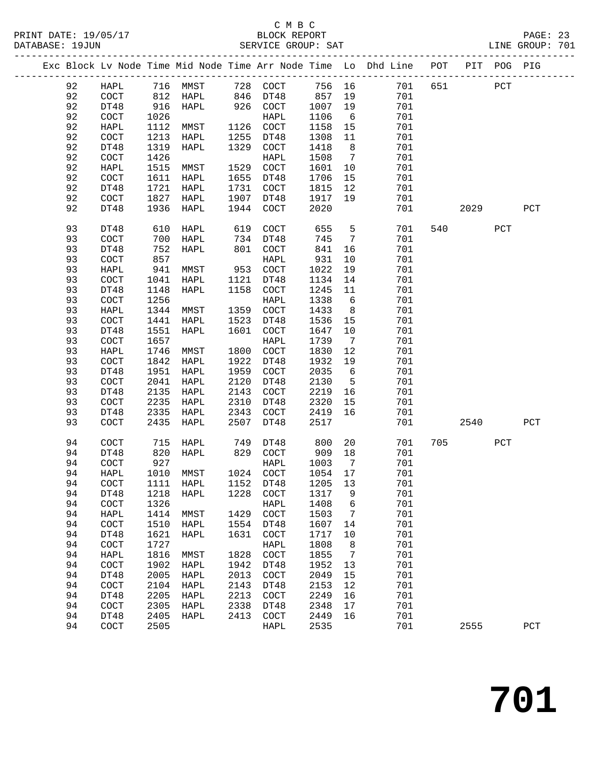C M B C
BLOCK REPORT
SERVICE GROUP: SAT

PRINT DATE: 19/05/17
DATABASE: 19JUN
LINE GROUP: 701

| Exc | Block | Lv Node | Time | Mid Node | Time | Arr Node | Time | Lo | Dhd Line | POT | PIT | POG | PIG |
|---|---|---|---|---|---|---|---|---|---|---|---|---|---|
| | 92 | HAPL | 716 | MMST | 728 | COCT | 756 | 16 | 701 | 651 | | PCT | |
| | 92 | COCT | 812 | HAPL | 846 | DT48 | 857 | 19 | 701 | | | | |
| | 92 | DT48 | 916 | HAPL | 926 | COCT | 1007 | 19 | 701 | | | | |
| | 92 | COCT | 1026 | | | HAPL | 1106 | 6 | 701 | | | | |
| | 92 | HAPL | 1112 | MMST | 1126 | COCT | 1158 | 15 | 701 | | | | |
| | 92 | COCT | 1213 | HAPL | 1255 | DT48 | 1308 | 11 | 701 | | | | |
| | 92 | DT48 | 1319 | HAPL | 1329 | COCT | 1418 | 8 | 701 | | | | |
| | 92 | COCT | 1426 | | | HAPL | 1508 | 7 | 701 | | | | |
| | 92 | HAPL | 1515 | MMST | 1529 | COCT | 1601 | 10 | 701 | | | | |
| | 92 | COCT | 1611 | HAPL | 1655 | DT48 | 1706 | 15 | 701 | | | | |
| | 92 | DT48 | 1721 | HAPL | 1731 | COCT | 1815 | 12 | 701 | | | | |
| | 92 | COCT | 1827 | HAPL | 1907 | DT48 | 1917 | 19 | 701 | | | | |
| | 92 | DT48 | 1936 | HAPL | 1944 | COCT | 2020 | | 701 | | 2029 | | PCT |
| | 93 | DT48 | 610 | HAPL | 619 | COCT | 655 | 5 | 701 | 540 | | PCT | |
| | 93 | COCT | 700 | HAPL | 734 | DT48 | 745 | 7 | 701 | | | | |
| | 93 | DT48 | 752 | HAPL | 801 | COCT | 841 | 16 | 701 | | | | |
| | 93 | COCT | 857 | | | HAPL | 931 | 10 | 701 | | | | |
| | 93 | HAPL | 941 | MMST | 953 | COCT | 1022 | 19 | 701 | | | | |
| | 93 | COCT | 1041 | HAPL | 1121 | DT48 | 1134 | 14 | 701 | | | | |
| | 93 | DT48 | 1148 | HAPL | 1158 | COCT | 1245 | 11 | 701 | | | | |
| | 93 | COCT | 1256 | | | HAPL | 1338 | 6 | 701 | | | | |
| | 93 | HAPL | 1344 | MMST | 1359 | COCT | 1433 | 8 | 701 | | | | |
| | 93 | COCT | 1441 | HAPL | 1523 | DT48 | 1536 | 15 | 701 | | | | |
| | 93 | DT48 | 1551 | HAPL | 1601 | COCT | 1647 | 10 | 701 | | | | |
| | 93 | COCT | 1657 | | | HAPL | 1739 | 7 | 701 | | | | |
| | 93 | HAPL | 1746 | MMST | 1800 | COCT | 1830 | 12 | 701 | | | | |
| | 93 | COCT | 1842 | HAPL | 1922 | DT48 | 1932 | 19 | 701 | | | | |
| | 93 | DT48 | 1951 | HAPL | 1959 | COCT | 2035 | 6 | 701 | | | | |
| | 93 | COCT | 2041 | HAPL | 2120 | DT48 | 2130 | 5 | 701 | | | | |
| | 93 | DT48 | 2135 | HAPL | 2143 | COCT | 2219 | 16 | 701 | | | | |
| | 93 | COCT | 2235 | HAPL | 2310 | DT48 | 2320 | 15 | 701 | | | | |
| | 93 | DT48 | 2335 | HAPL | 2343 | COCT | 2419 | 16 | 701 | | | | |
| | 93 | COCT | 2435 | HAPL | 2507 | DT48 | 2517 | | 701 | | 2540 | | PCT |
| | 94 | COCT | 715 | HAPL | 749 | DT48 | 800 | 20 | 701 | 705 | | PCT | |
| | 94 | DT48 | 820 | HAPL | 829 | COCT | 909 | 18 | 701 | | | | |
| | 94 | COCT | 927 | | | HAPL | 1003 | 7 | 701 | | | | |
| | 94 | HAPL | 1010 | MMST | 1024 | COCT | 1054 | 17 | 701 | | | | |
| | 94 | COCT | 1111 | HAPL | 1152 | DT48 | 1205 | 13 | 701 | | | | |
| | 94 | DT48 | 1218 | HAPL | 1228 | COCT | 1317 | 9 | 701 | | | | |
| | 94 | COCT | 1326 | | | HAPL | 1408 | 6 | 701 | | | | |
| | 94 | HAPL | 1414 | MMST | 1429 | COCT | 1503 | 7 | 701 | | | | |
| | 94 | COCT | 1510 | HAPL | 1554 | DT48 | 1607 | 14 | 701 | | | | |
| | 94 | DT48 | 1621 | HAPL | 1631 | COCT | 1717 | 10 | 701 | | | | |
| | 94 | COCT | 1727 | | | HAPL | 1808 | 8 | 701 | | | | |
| | 94 | HAPL | 1816 | MMST | 1828 | COCT | 1855 | 7 | 701 | | | | |
| | 94 | COCT | 1902 | HAPL | 1942 | DT48 | 1952 | 13 | 701 | | | | |
| | 94 | DT48 | 2005 | HAPL | 2013 | COCT | 2049 | 15 | 701 | | | | |
| | 94 | COCT | 2104 | HAPL | 2143 | DT48 | 2153 | 12 | 701 | | | | |
| | 94 | DT48 | 2205 | HAPL | 2213 | COCT | 2249 | 16 | 701 | | | | |
| | 94 | COCT | 2305 | HAPL | 2338 | DT48 | 2348 | 17 | 701 | | | | |
| | 94 | DT48 | 2405 | HAPL | 2413 | COCT | 2449 | 16 | 701 | | | | |
| | 94 | COCT | 2505 | | | HAPL | 2535 | | 701 | | 2555 | | PCT |

# 701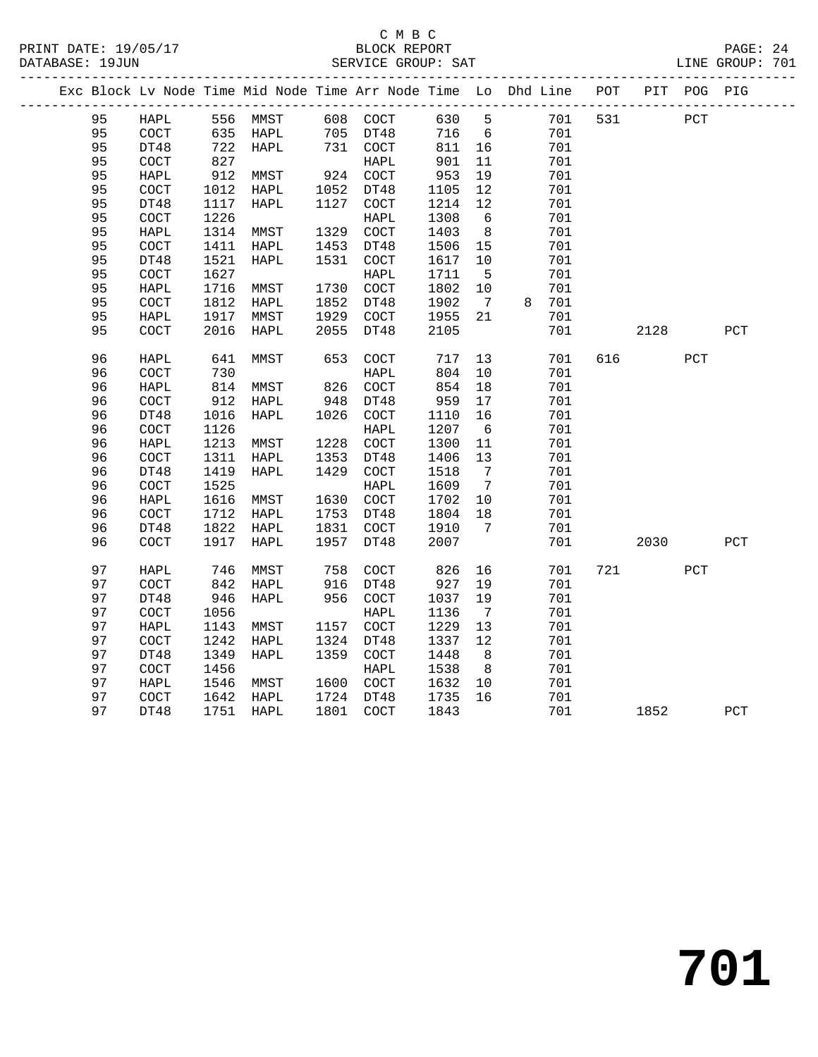C M B C

BLOCK REPORT

SERVICE GROUP: SAT

LINE GROUP: 701

| Exc | Block | Lv | Node | Time | Mid Node | Time | Arr Node | Time | Lo | Dhd | Line | POT | PIT | POG | PIG |
|---|---|---|---|---|---|---|---|---|---|---|---|---|---|---|---|
| | 95 | | HAPL | 556 | MMST | 608 | COCT | 630 | 5 | | 701 | 531 | | PCT | |
| | 95 | | COCT | 635 | HAPL | 705 | DT48 | 716 | 6 | | 701 | | | | |
| | 95 | | DT48 | 722 | HAPL | 731 | COCT | 811 | 16 | | 701 | | | | |
| | 95 | | COCT | 827 | | | HAPL | 901 | 11 | | 701 | | | | |
| | 95 | | HAPL | 912 | MMST | 924 | COCT | 953 | 19 | | 701 | | | | |
| | 95 | | COCT | 1012 | HAPL | 1052 | DT48 | 1105 | 12 | | 701 | | | | |
| | 95 | | DT48 | 1117 | HAPL | 1127 | COCT | 1214 | 12 | | 701 | | | | |
| | 95 | | COCT | 1226 | | | HAPL | 1308 | 6 | | 701 | | | | |
| | 95 | | HAPL | 1314 | MMST | 1329 | COCT | 1403 | 8 | | 701 | | | | |
| | 95 | | COCT | 1411 | HAPL | 1453 | DT48 | 1506 | 15 | | 701 | | | | |
| | 95 | | DT48 | 1521 | HAPL | 1531 | COCT | 1617 | 10 | | 701 | | | | |
| | 95 | | COCT | 1627 | | | HAPL | 1711 | 5 | | 701 | | | | |
| | 95 | | HAPL | 1716 | MMST | 1730 | COCT | 1802 | 10 | | 701 | | | | |
| | 95 | | COCT | 1812 | HAPL | 1852 | DT48 | 1902 | 7 | 8 | 701 | | | | |
| | 95 | | HAPL | 1917 | MMST | 1929 | COCT | 1955 | 21 | | 701 | | | | |
| | 95 | | COCT | 2016 | HAPL | 2055 | DT48 | 2105 | | | 701 | | 2128 | | PCT |
| | 96 | | HAPL | 641 | MMST | 653 | COCT | 717 | 13 | | 701 | 616 | | PCT | |
| | 96 | | COCT | 730 | | | HAPL | 804 | 10 | | 701 | | | | |
| | 96 | | HAPL | 814 | MMST | 826 | COCT | 854 | 18 | | 701 | | | | |
| | 96 | | COCT | 912 | HAPL | 948 | DT48 | 959 | 17 | | 701 | | | | |
| | 96 | | DT48 | 1016 | HAPL | 1026 | COCT | 1110 | 16 | | 701 | | | | |
| | 96 | | COCT | 1126 | | | HAPL | 1207 | 6 | | 701 | | | | |
| | 96 | | HAPL | 1213 | MMST | 1228 | COCT | 1300 | 11 | | 701 | | | | |
| | 96 | | COCT | 1311 | HAPL | 1353 | DT48 | 1406 | 13 | | 701 | | | | |
| | 96 | | DT48 | 1419 | HAPL | 1429 | COCT | 1518 | 7 | | 701 | | | | |
| | 96 | | COCT | 1525 | | | HAPL | 1609 | 7 | | 701 | | | | |
| | 96 | | HAPL | 1616 | MMST | 1630 | COCT | 1702 | 10 | | 701 | | | | |
| | 96 | | COCT | 1712 | HAPL | 1753 | DT48 | 1804 | 18 | | 701 | | | | |
| | 96 | | DT48 | 1822 | HAPL | 1831 | COCT | 1910 | 7 | | 701 | | | | |
| | 96 | | COCT | 1917 | HAPL | 1957 | DT48 | 2007 | | | 701 | | 2030 | | PCT |
| | 97 | | HAPL | 746 | MMST | 758 | COCT | 826 | 16 | | 701 | 721 | | PCT | |
| | 97 | | COCT | 842 | HAPL | 916 | DT48 | 927 | 19 | | 701 | | | | |
| | 97 | | DT48 | 946 | HAPL | 956 | COCT | 1037 | 19 | | 701 | | | | |
| | 97 | | COCT | 1056 | | | HAPL | 1136 | 7 | | 701 | | | | |
| | 97 | | HAPL | 1143 | MMST | 1157 | COCT | 1229 | 13 | | 701 | | | | |
| | 97 | | COCT | 1242 | HAPL | 1324 | DT48 | 1337 | 12 | | 701 | | | | |
| | 97 | | DT48 | 1349 | HAPL | 1359 | COCT | 1448 | 8 | | 701 | | | | |
| | 97 | | COCT | 1456 | | | HAPL | 1538 | 8 | | 701 | | | | |
| | 97 | | HAPL | 1546 | MMST | 1600 | COCT | 1632 | 10 | | 701 | | | | |
| | 97 | | COCT | 1642 | HAPL | 1724 | DT48 | 1735 | 16 | | 701 | | | | |
| | 97 | | DT48 | 1751 | HAPL | 1801 | COCT | 1843 | | | 701 | | 1852 | | PCT |

# 701